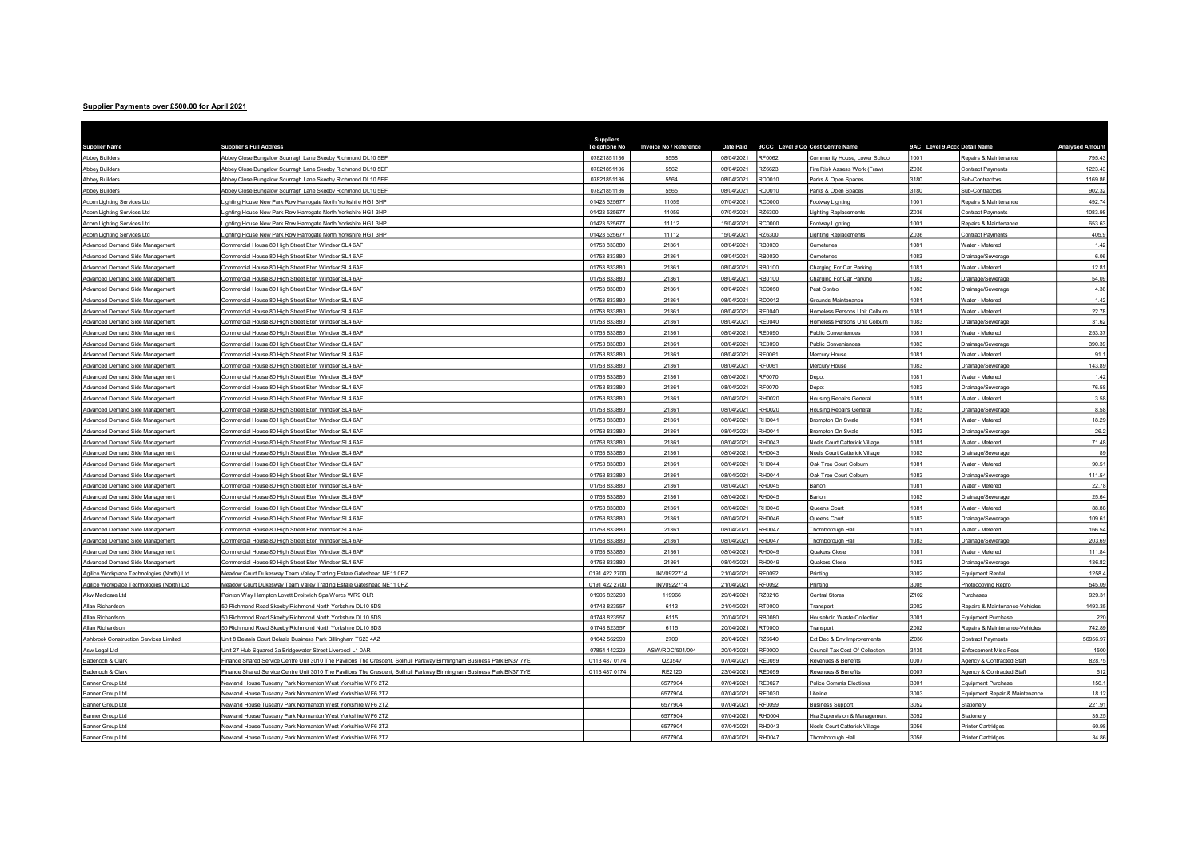## Supplier Payments over £500.00 for April 2021

| Supplier Name | Supplier s Full Address | Suppliers Telephone No | Invoice No / Reference | Date Paid | 9CCC Level 9 Co | Cost Centre Name | 9AC Level 9 Acc | Detail Name | Analysed Amount |
|---|---|---|---|---|---|---|---|---|---|
| Abbey Builders | Abbey Close Bungalow Scurragh Lane Skeeby Richmond DL10 5EF | 07821851136 | 5558 | 08/04/2021 | RF0062 | Community House, Lower School | 1001 | Repairs & Maintenance | 795.43 |
| Abbey Builders | Abbey Close Bungalow Scurragh Lane Skeeby Richmond DL10 5EF | 07821851136 | 5562 | 08/04/2021 | RZ6623 | Fire Risk Assess Work (Fraw) | Z036 | Contract Payments | 1223.43 |
| Abbey Builders | Abbey Close Bungalow Scurragh Lane Skeeby Richmond DL10 5EF | 07821851136 | 5564 | 08/04/2021 | RD0010 | Parks & Open Spaces | 3180 | Sub-Contractors | 1169.86 |
| Abbey Builders | Abbey Close Bungalow Scurragh Lane Skeeby Richmond DL10 5EF | 07821851136 | 5565 | 08/04/2021 | RD0010 | Parks & Open Spaces | 3180 | Sub-Contractors | 902.32 |
| Acorn Lighting Services Ltd | Lighting House New Park Row Harrogate North Yorkshire HG1 3HP | 01423 525677 | 11059 | 07/04/2021 | RC0000 | Footway Lighting | 1001 | Repairs & Maintenance | 492.74 |
| Acorn Lighting Services Ltd | Lighting House New Park Row Harrogate North Yorkshire HG1 3HP | 01423 525677 | 11059 | 07/04/2021 | RZ6300 | Lighting Replacements | Z036 | Contract Payments | 1083.98 |
| Acorn Lighting Services Ltd | Lighting House New Park Row Harrogate North Yorkshire HG1 3HP | 01423 525677 | 11112 | 15/04/2021 | RC0000 | Footway Lighting | 1001 | Repairs & Maintenance | 653.63 |
| Acorn Lighting Services Ltd | Lighting House New Park Row Harrogate North Yorkshire HG1 3HP | 01423 525677 | 11112 | 15/04/2021 | RZ6300 | Lighting Replacements | Z036 | Contract Payments | 405.9 |
| Advanced Demand Side Management | Commercial House 80 High Street Eton Windsor SL4 6AF | 01753 833880 | 21361 | 08/04/2021 | RB0030 | Cemeteries | 1081 | Water - Metered | 1.42 |
| Advanced Demand Side Management | Commercial House 80 High Street Eton Windsor SL4 6AF | 01753 833880 | 21361 | 08/04/2021 | RB0030 | Cemeteries | 1083 | Drainage/Sewerage | 6.06 |
| Advanced Demand Side Management | Commercial House 80 High Street Eton Windsor SL4 6AF | 01753 833880 | 21361 | 08/04/2021 | RB0100 | Charging For Car Parking | 1081 | Water - Metered | 12.81 |
| Advanced Demand Side Management | Commercial House 80 High Street Eton Windsor SL4 6AF | 01753 833880 | 21361 | 08/04/2021 | RB0100 | Charging For Car Parking | 1083 | Drainage/Sewerage | 54.09 |
| Advanced Demand Side Management | Commercial House 80 High Street Eton Windsor SL4 6AF | 01753 833880 | 21361 | 08/04/2021 | RC0050 | Pest Control | 1083 | Drainage/Sewerage | 4.36 |
| Advanced Demand Side Management | Commercial House 80 High Street Eton Windsor SL4 6AF | 01753 833880 | 21361 | 08/04/2021 | RD0012 | Grounds Maintenance | 1081 | Water - Metered | 1.42 |
| Advanced Demand Side Management | Commercial House 80 High Street Eton Windsor SL4 6AF | 01753 833880 | 21361 | 08/04/2021 | RE0040 | Homeless Persons Unit Colburn | 1081 | Water - Metered | 22.78 |
| Advanced Demand Side Management | Commercial House 80 High Street Eton Windsor SL4 6AF | 01753 833880 | 21361 | 08/04/2021 | RE0040 | Homeless Persons Unit Colburn | 1083 | Drainage/Sewerage | 31.62 |
| Advanced Demand Side Management | Commercial House 80 High Street Eton Windsor SL4 6AF | 01753 833880 | 21361 | 08/04/2021 | RE0090 | Public Conveniences | 1081 | Water - Metered | 253.37 |
| Advanced Demand Side Management | Commercial House 80 High Street Eton Windsor SL4 6AF | 01753 833880 | 21361 | 08/04/2021 | RE0090 | Public Conveniences | 1083 | Drainage/Sewerage | 390.39 |
| Advanced Demand Side Management | Commercial House 80 High Street Eton Windsor SL4 6AF | 01753 833880 | 21361 | 08/04/2021 | RF0061 | Mercury House | 1081 | Water - Metered | 91.1 |
| Advanced Demand Side Management | Commercial House 80 High Street Eton Windsor SL4 6AF | 01753 833880 | 21361 | 08/04/2021 | RF0061 | Mercury House | 1083 | Drainage/Sewerage | 143.89 |
| Advanced Demand Side Management | Commercial House 80 High Street Eton Windsor SL4 6AF | 01753 833880 | 21361 | 08/04/2021 | RF0070 | Depot | 1081 | Water - Metered | 1.42 |
| Advanced Demand Side Management | Commercial House 80 High Street Eton Windsor SL4 6AF | 01753 833880 | 21361 | 08/04/2021 | RF0070 | Depot | 1083 | Drainage/Sewerage | 76.58 |
| Advanced Demand Side Management | Commercial House 80 High Street Eton Windsor SL4 6AF | 01753 833880 | 21361 | 08/04/2021 | RH0020 | Housing Repairs General | 1081 | Water - Metered | 3.58 |
| Advanced Demand Side Management | Commercial House 80 High Street Eton Windsor SL4 6AF | 01753 833880 | 21361 | 08/04/2021 | RH0020 | Housing Repairs General | 1083 | Drainage/Sewerage | 8.58 |
| Advanced Demand Side Management | Commercial House 80 High Street Eton Windsor SL4 6AF | 01753 833880 | 21361 | 08/04/2021 | RH0041 | Brompton On Swale | 1081 | Water - Metered | 18.29 |
| Advanced Demand Side Management | Commercial House 80 High Street Eton Windsor SL4 6AF | 01753 833880 | 21361 | 08/04/2021 | RH0041 | Brompton On Swale | 1083 | Drainage/Sewerage | 26.2 |
| Advanced Demand Side Management | Commercial House 80 High Street Eton Windsor SL4 6AF | 01753 833880 | 21361 | 08/04/2021 | RH0043 | Noels Court Catterick Village | 1081 | Water - Metered | 71.48 |
| Advanced Demand Side Management | Commercial House 80 High Street Eton Windsor SL4 6AF | 01753 833880 | 21361 | 08/04/2021 | RH0043 | Noels Court Catterick Village | 1083 | Drainage/Sewerage | 89 |
| Advanced Demand Side Management | Commercial House 80 High Street Eton Windsor SL4 6AF | 01753 833880 | 21361 | 08/04/2021 | RH0044 | Oak Tree Court Colburn | 1081 | Water - Metered | 90.51 |
| Advanced Demand Side Management | Commercial House 80 High Street Eton Windsor SL4 6AF | 01753 833880 | 21361 | 08/04/2021 | RH0044 | Oak Tree Court Colburn | 1083 | Drainage/Sewerage | 111.54 |
| Advanced Demand Side Management | Commercial House 80 High Street Eton Windsor SL4 6AF | 01753 833880 | 21361 | 08/04/2021 | RH0045 | Barton | 1081 | Water - Metered | 22.78 |
| Advanced Demand Side Management | Commercial House 80 High Street Eton Windsor SL4 6AF | 01753 833880 | 21361 | 08/04/2021 | RH0045 | Barton | 1083 | Drainage/Sewerage | 25.64 |
| Advanced Demand Side Management | Commercial House 80 High Street Eton Windsor SL4 6AF | 01753 833880 | 21361 | 08/04/2021 | RH0046 | Queens Court | 1081 | Water - Metered | 88.88 |
| Advanced Demand Side Management | Commercial House 80 High Street Eton Windsor SL4 6AF | 01753 833880 | 21361 | 08/04/2021 | RH0046 | Queens Court | 1083 | Drainage/Sewerage | 109.61 |
| Advanced Demand Side Management | Commercial House 80 High Street Eton Windsor SL4 6AF | 01753 833880 | 21361 | 08/04/2021 | RH0047 | Thornborough Hall | 1081 | Water - Metered | 166.54 |
| Advanced Demand Side Management | Commercial House 80 High Street Eton Windsor SL4 6AF | 01753 833880 | 21361 | 08/04/2021 | RH0047 | Thornborough Hall | 1083 | Drainage/Sewerage | 203.69 |
| Advanced Demand Side Management | Commercial House 80 High Street Eton Windsor SL4 6AF | 01753 833880 | 21361 | 08/04/2021 | RH0049 | Quakers Close | 1081 | Water - Metered | 111.84 |
| Advanced Demand Side Management | Commercial House 80 High Street Eton Windsor SL4 6AF | 01753 833880 | 21361 | 08/04/2021 | RH0049 | Quakers Close | 1083 | Drainage/Sewerage | 136.82 |
| Agilico Workplace Technologies (North) Ltd | Meadow Court Dukesway Team Valley Trading Estate Gateshead NE11 0PZ | 0191 422 2700 | INV0922714 | 21/04/2021 | RF0092 | Printing | 3002 | Equipment Rental | 1258.4 |
| Agilico Workplace Technologies (North) Ltd | Meadow Court Dukesway Team Valley Trading Estate Gateshead NE11 0PZ | 0191 422 2700 | INV0922714 | 21/04/2021 | RF0092 | Printing | 3005 | Photocopying Repro | 545.09 |
| Akw Medicare Ltd | Pointon Way Hampton Lovett Droitwich Spa Worcs WR9 OLR | 01905 823298 | 119966 | 29/04/2021 | RZ0216 | Central Stores | Z102 | Purchases | 929.31 |
| Allan Richardson | 50 Richmond Road Skeeby Richmond North Yorkshire DL10 5DS | 01748 823557 | 6113 | 21/04/2021 | RT0000 | Transport | 2002 | Repairs & Maintenance-Vehicles | 1493.35 |
| Allan Richardson | 50 Richmond Road Skeeby Richmond North Yorkshire DL10 5DS | 01748 823557 | 6115 | 20/04/2021 | RB0080 | Household Waste Collection | 3001 | Equipment Purchase | 220 |
| Allan Richardson | 50 Richmond Road Skeeby Richmond North Yorkshire DL10 5DS | 01748 823557 | 6115 | 20/04/2021 | RT0000 | Transport | 2002 | Repairs & Maintenance-Vehicles | 742.89 |
| Ashbrook Construction Services Limited | Unit 8 Belasis Court Belasis Business Park Billingham TS23 4AZ | 01642 562999 | 2709 | 20/04/2021 | RZ6640 | Ext Dec & Env Improvements | Z036 | Contract Payments | 56956.97 |
| Asw Legal Ltd | Unit 27 Hub Squared 3a Bridgewater Street Liverpool L1 0AR | 07854 142229 | ASW/RDC/501/004 | 20/04/2021 | RF0000 | Council Tax Cost Of Collection | 3135 | Enforcement Misc Fees | 1500 |
| Badenoch & Clark | Finance Shared Service Centre Unit 3010 The Pavilions The Crescent, Solihull Parkway Birmingham Business Park BN37 7YE | 0113 487 0174 | QZ3547 | 07/04/2021 | RE0059 | Revenues & Benefits | 0007 | Agency & Contracted Staff | 828.75 |
| Badenoch & Clark | Finance Shared Service Centre Unit 3010 The Pavilions The Crescent, Solihull Parkway Birmingham Business Park BN37 7YE | 0113 487 0174 | RE2120 | 23/04/2021 | RE0059 | Revenues & Benefits | 0007 | Agency & Contracted Staff | 612 |
| Banner Group Ltd | Newland House Tuscany Park Normanton West Yorkshire WF6 2TZ | | 6577904 | 07/04/2021 | RE0027 | Police Commis Elections | 3001 | Equipment Purchase | 156.1 |
| Banner Group Ltd | Newland House Tuscany Park Normanton West Yorkshire WF6 2TZ | | 6577904 | 07/04/2021 | RE0030 | Lifeline | 3003 | Equipment Repair & Maintenance | 18.12 |
| Banner Group Ltd | Newland House Tuscany Park Normanton West Yorkshire WF6 2TZ | | 6577904 | 07/04/2021 | RF0099 | Business Support | 3052 | Stationery | 221.91 |
| Banner Group Ltd | Newland House Tuscany Park Normanton West Yorkshire WF6 2TZ | | 6577904 | 07/04/2021 | RH0004 | Hra Supervision & Management | 3052 | Stationery | 35.25 |
| Banner Group Ltd | Newland House Tuscany Park Normanton West Yorkshire WF6 2TZ | | 6577904 | 07/04/2021 | RH0043 | Noels Court Catterick Village | 3056 | Printer Cartridges | 60.98 |
| Banner Group Ltd | Newland House Tuscany Park Normanton West Yorkshire WF6 2TZ | | 6577904 | 07/04/2021 | RH0047 | Thornborough Hall | 3056 | Printer Cartridges | 34.86 |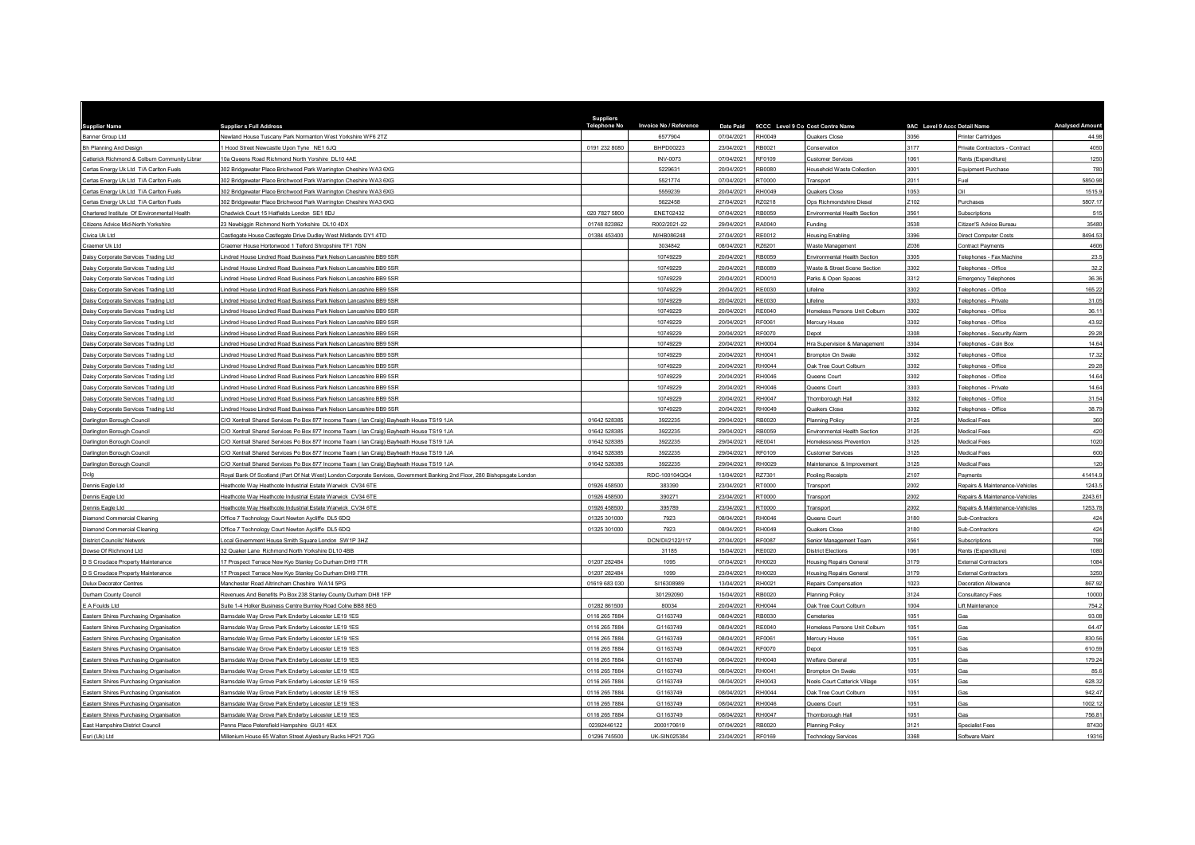| Supplier Name | Supplier s Full Address | Suppliers Telephone No | Invoice No / Reference | Date Paid | 9CCC Level 9 Co | Cost Centre Name | 9AC Level 9 Acco | Detail Name | Analysed Amount |
|---|---|---|---|---|---|---|---|---|---|
| Banner Group Ltd | Newland House Tuscany Park Normanton West Yorkshire WF6 2TZ | | 6577904 | 07/04/2021 | RH0049 | Quakers Close | 3056 | Printer Cartridges | 44.98 |
| Bh Planning And Design | 1 Hood Street Newcastle Upon Tyne NE1 6JQ | 0191 232 8080 | BHPD00223 | 23/04/2021 | RB0021 | Conservation | 3177 | Private Contractors - Contract | 4050 |
| Catterick Richmond & Colburn Community Librar | 10a Queens Road Richmond North Yorshire DL10 4AE | | INV-0073 | 07/04/2021 | RF0109 | Customer Services | 1061 | Rents (Expenditure) | 1250 |
| Certas Energy Uk Ltd T/A Carlton Fuels | 302 Bridgewater Place Brichwood Park Warrington Cheshire WA3 6XG | | 5229631 | 20/04/2021 | RB0080 | Household Waste Collection | 3001 | Equipment Purchase | 780 |
| Certas Energy Uk Ltd T/A Carlton Fuels | 302 Bridgewater Place Brichwood Park Warrington Cheshire WA3 6XG | | 5521774 | 07/04/2021 | RT0000 | Transport | 2011 | Fuel | 5850.98 |
| Certas Energy Uk Ltd T/A Carlton Fuels | 302 Bridgewater Place Brichwood Park Warrington Cheshire WA3 6XG | | 5559239 | 20/04/2021 | RH0049 | Quakers Close | 1053 | Oil | 1515.9 |
| Certas Energy Uk Ltd T/A Carlton Fuels | 302 Bridgewater Place Brichwood Park Warrington Cheshire WA3 6XG | | 5622458 | 27/04/2021 | RZ0218 | Ops Richmondshire Diesel | Z102 | Purchases | 5807.17 |
| Chartered Institute Of Environmental Health | Chadwick Court 15 Hatfields London SE1 8DJ | 020 7827 5800 | ENET02432 | 07/04/2021 | RB0059 | Environmental Health Section | 3561 | Subscriptions | 515 |
| Citizens Advice Mid-North Yorkshire | 23 Newbiggin Richmond North Yorkshire DL10 4DX | 01748 823862 | R002/2021-22 | 29/04/2021 | RA0040 | Funding | 3538 | Citizen'S Advice Bureau | 35480 |
| Civica Uk Ltd | Castlegate House Castlegate Drive Dudley West Midlands DY1 4TD | 01384 453400 | M/HB086248 | 27/04/2021 | RE0012 | Housing Enabling | 3396 | Direct Computer Costs | 8494.53 |
| Craemer Uk Ltd | Craemer House Hortonwood 1 Telford Shropshire TF1 7GN | | 3034842 | 08/04/2021 | RZ6201 | Waste Management | Z036 | Contract Payments | 4606 |
| Daisy Corporate Services Trading Ltd | Lindred House Lindred Road Business Park Nelson Lancashire BB9 5SR | | 10749229 | 20/04/2021 | RB0059 | Environmental Health Section | 3305 | Telephones - Fax Machine | 23.5 |
| Daisy Corporate Services Trading Ltd | Lindred House Lindred Road Business Park Nelson Lancashire BB9 5SR | | 10749229 | 20/04/2021 | RB0089 | Waste & Street Scene Section | 3302 | Telephones - Office | 32.2 |
| Daisy Corporate Services Trading Ltd | Lindred House Lindred Road Business Park Nelson Lancashire BB9 5SR | | 10749229 | 20/04/2021 | RD0010 | Parks & Open Spaces | 3312 | Emergency Telephones | 36.36 |
| Daisy Corporate Services Trading Ltd | Lindred House Lindred Road Business Park Nelson Lancashire BB9 5SR | | 10749229 | 20/04/2021 | RE0030 | Lifeline | 3302 | Telephones - Office | 165.22 |
| Daisy Corporate Services Trading Ltd | Lindred House Lindred Road Business Park Nelson Lancashire BB9 5SR | | 10749229 | 20/04/2021 | RE0030 | Lifeline | 3303 | Telephones - Private | 31.05 |
| Daisy Corporate Services Trading Ltd | Lindred House Lindred Road Business Park Nelson Lancashire BB9 5SR | | 10749229 | 20/04/2021 | RE0040 | Homeless Persons Unit Colburn | 3302 | Telephones - Office | 36.11 |
| Daisy Corporate Services Trading Ltd | Lindred House Lindred Road Business Park Nelson Lancashire BB9 5SR | | 10749229 | 20/04/2021 | RF0061 | Mercury House | 3302 | Telephones - Office | 43.92 |
| Daisy Corporate Services Trading Ltd | Lindred House Lindred Road Business Park Nelson Lancashire BB9 5SR | | 10749229 | 20/04/2021 | RF0070 | Depot | 3308 | Telephones - Security Alarm | 29.28 |
| Daisy Corporate Services Trading Ltd | Lindred House Lindred Road Business Park Nelson Lancashire BB9 5SR | | 10749229 | 20/04/2021 | RH0004 | Hra Supervision & Management | 3304 | Telephones - Coin Box | 14.64 |
| Daisy Corporate Services Trading Ltd | Lindred House Lindred Road Business Park Nelson Lancashire BB9 5SR | | 10749229 | 20/04/2021 | RH0041 | Brompton On Swale | 3302 | Telephones - Office | 17.32 |
| Daisy Corporate Services Trading Ltd | Lindred House Lindred Road Business Park Nelson Lancashire BB9 5SR | | 10749229 | 20/04/2021 | RH0044 | Oak Tree Court Colburn | 3302 | Telephones - Office | 29.28 |
| Daisy Corporate Services Trading Ltd | Lindred House Lindred Road Business Park Nelson Lancashire BB9 5SR | | 10749229 | 20/04/2021 | RH0046 | Queens Court | 3302 | Telephones - Office | 14.64 |
| Daisy Corporate Services Trading Ltd | Lindred House Lindred Road Business Park Nelson Lancashire BB9 5SR | | 10749229 | 20/04/2021 | RH0046 | Queens Court | 3303 | Telephones - Private | 14.64 |
| Daisy Corporate Services Trading Ltd | Lindred House Lindred Road Business Park Nelson Lancashire BB9 5SR | | 10749229 | 20/04/2021 | RH0047 | Thornborough Hall | 3302 | Telephones - Office | 31.54 |
| Daisy Corporate Services Trading Ltd | Lindred House Lindred Road Business Park Nelson Lancashire BB9 5SR | | 10749229 | 20/04/2021 | RH0049 | Quakers Close | 3302 | Telephones - Office | 38.79 |
| Darlington Borough Council | C/O Xentrall Shared Services Po Box 877 Income Team ( Ian Craig) Bayheath House TS19 1JA | 01642 528385 | 3922235 | 29/04/2021 | RB0020 | Planning Policy | 3125 | Medical Fees | 360 |
| Darlington Borough Council | C/O Xentrall Shared Services Po Box 877 Income Team ( Ian Craig) Bayheath House TS19 1JA | 01642 528385 | 3922235 | 29/04/2021 | RB0059 | Environmental Health Section | 3125 | Medical Fees | 420 |
| Darlington Borough Council | C/O Xentrall Shared Services Po Box 877 Income Team ( Ian Craig) Bayheath House TS19 1JA | 01642 528385 | 3922235 | 29/04/2021 | RE0041 | Homelessness Prevention | 3125 | Medical Fees | 1020 |
| Darlington Borough Council | C/O Xentrall Shared Services Po Box 877 Income Team ( Ian Craig) Bayheath House TS19 1JA | 01642 528385 | 3922235 | 29/04/2021 | RF0109 | Customer Services | 3125 | Medical Fees | 600 |
| Darlington Borough Council | C/O Xentrall Shared Services Po Box 877 Income Team ( Ian Craig) Bayheath House TS19 1JA | 01642 528385 | 3922235 | 29/04/2021 | RH0029 | Maintenance & Improvement | 3125 | Medical Fees | 120 |
| Dclg | Royal Bank Of Scotland (Part Of Nat West) London Corporate Services, Government Banking 2nd Floor, 280 Bishopsgate London | | RDC-100104QQ4 | 13/04/2021 | RZ7301 | Pooling Receipts | Z107 | Payments | 41414.9 |
| Dennis Eagle Ltd | Heathcote Way Heathcote Industrial Estate Warwick CV34 6TE | 01926 458500 | 383390 | 23/04/2021 | RT0000 | Transport | 2002 | Repairs & Maintenance-Vehicles | 1243.5 |
| Dennis Eagle Ltd | Heathcote Way Heathcote Industrial Estate Warwick CV34 6TE | 01926 458500 | 390271 | 23/04/2021 | RT0000 | Transport | 2002 | Repairs & Maintenance-Vehicles | 2243.61 |
| Dennis Eagle Ltd | Heathcote Way Heathcote Industrial Estate Warwick CV34 6TE | 01926 458500 | 395789 | 23/04/2021 | RT0000 | Transport | 2002 | Repairs & Maintenance-Vehicles | 1253.78 |
| Diamond Commercial Cleaning | Office 7 Technology Court Newton Aycliffe DL5 6DQ | 01325 301000 | 7923 | 08/04/2021 | RH0046 | Queens Court | 3180 | Sub-Contractors | 424 |
| Diamond Commercial Cleaning | Office 7 Technology Court Newton Aycliffe DL5 6DQ | 01325 301000 | 7923 | 08/04/2021 | RH0049 | Quakers Close | 3180 | Sub-Contractors | 424 |
| District Councils' Network | Local Government House Smith Square London SW1P 3HZ | | DCN/DI/2122/117 | 27/04/2021 | RF0087 | Senior Management Team | 3561 | Subscriptions | 798 |
| Dowse Of Richmond Ltd | 32 Quaker Lane Richmond North Yorkshire DL10 4BB | | 31185 | 15/04/2021 | RE0020 | District Elections | 1061 | Rents (Expenditure) | 1080 |
| D S Croudace Property Maintenance | 17 Prospect Terrace New Kyo Stanley Co Durham DH9 7TR | 01207 282484 | 1095 | 07/04/2021 | RH0020 | Housing Repairs General | 3179 | External Contractors | 1084 |
| D S Croudace Property Maintenance | 17 Prospect Terrace New Kyo Stanley Co Durham DH9 7TR | 01207 282484 | 1099 | 23/04/2021 | RH0020 | Housing Repairs General | 3179 | External Contractors | 3250 |
| Dulux Decorator Centres | Manchester Road Altrincham Cheshire WA14 5PG | 01619 683 030 | SI16308989 | 13/04/2021 | RH0021 | Repairs Compensation | 1023 | Decoration Allowance | 867.92 |
| Durham County Council | Revenues And Benefits Po Box 238 Stanley County Durham DH8 1FP | | 301292090 | 15/04/2021 | RB0020 | Planning Policy | 3124 | Consultancy Fees | 10000 |
| E A Foulds Ltd | Suite 1-4 Holker Business Centre Burnley Road Colne BB8 8EG | 01282 861500 | 80034 | 20/04/2021 | RH0044 | Oak Tree Court Colburn | 1004 | Lift Maintenance | 754.2 |
| Eastern Shires Purchasing Organisation | Barnsdale Way Grove Park Enderby Leicester LE19 1ES | 0116 265 7884 | G1163749 | 08/04/2021 | RB0030 | Cemeteries | 1051 | Gas | 93.08 |
| Eastern Shires Purchasing Organisation | Barnsdale Way Grove Park Enderby Leicester LE19 1ES | 0116 265 7884 | G1163749 | 08/04/2021 | RE0040 | Homeless Persons Unit Colburn | 1051 | Gas | 64.47 |
| Eastern Shires Purchasing Organisation | Barnsdale Way Grove Park Enderby Leicester LE19 1ES | 0116 265 7884 | G1163749 | 08/04/2021 | RF0061 | Mercury House | 1051 | Gas | 830.56 |
| Eastern Shires Purchasing Organisation | Barnsdale Way Grove Park Enderby Leicester LE19 1ES | 0116 265 7884 | G1163749 | 08/04/2021 | RF0070 | Depot | 1051 | Gas | 610.59 |
| Eastern Shires Purchasing Organisation | Barnsdale Way Grove Park Enderby Leicester LE19 1ES | 0116 265 7884 | G1163749 | 08/04/2021 | RH0040 | Welfare General | 1051 | Gas | 179.24 |
| Eastern Shires Purchasing Organisation | Barnsdale Way Grove Park Enderby Leicester LE19 1ES | 0116 265 7884 | G1163749 | 08/04/2021 | RH0041 | Brompton On Swale | 1051 | Gas | 85.6 |
| Eastern Shires Purchasing Organisation | Barnsdale Way Grove Park Enderby Leicester LE19 1ES | 0116 265 7884 | G1163749 | 08/04/2021 | RH0043 | Noels Court Catterick Village | 1051 | Gas | 628.32 |
| Eastern Shires Purchasing Organisation | Barnsdale Way Grove Park Enderby Leicester LE19 1ES | 0116 265 7884 | G1163749 | 08/04/2021 | RH0044 | Oak Tree Court Colburn | 1051 | Gas | 942.47 |
| Eastern Shires Purchasing Organisation | Barnsdale Way Grove Park Enderby Leicester LE19 1ES | 0116 265 7884 | G1163749 | 08/04/2021 | RH0046 | Queens Court | 1051 | Gas | 1002.12 |
| Eastern Shires Purchasing Organisation | Barnsdale Way Grove Park Enderby Leicester LE19 1ES | 0116 265 7884 | G1163749 | 08/04/2021 | RH0047 | Thornborough Hall | 1051 | Gas | 756.81 |
| East Hampshire District Council | Penns Place Petersfield Hampshire GU31 4EX | 02392446122 | 2000170619 | 07/04/2021 | RB0020 | Planning Policy | 3121 | Specialist Fees | 87430 |
| Esri (Uk) Ltd | Millenium House 65 Walton Street Aylesbury Bucks HP21 7QG | 01296 745500 | UK-SIN025384 | 23/04/2021 | RF0169 | Technology Services | 3368 | Software Maint | 19316 |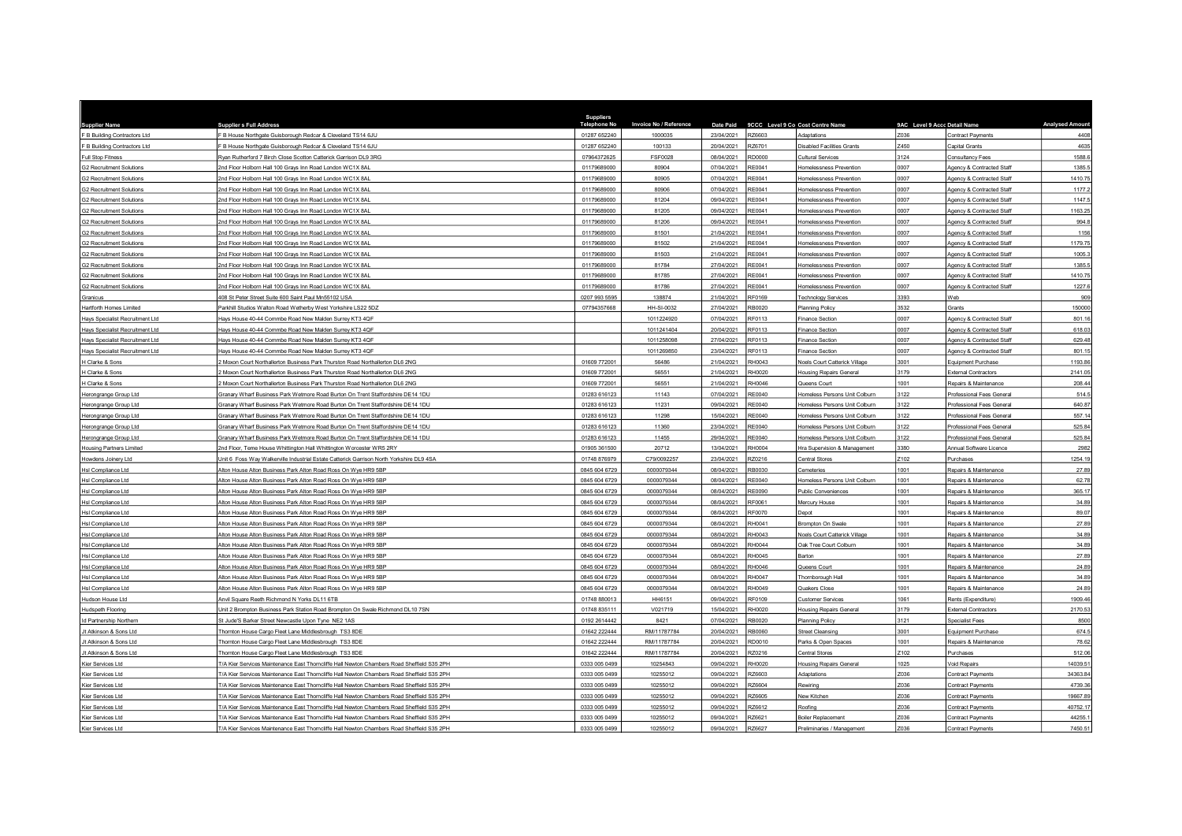| Supplier Name | Supplier s Full Address | Suppliers Telephone No | Invoice No / Reference | Date Paid | 9CCC Level 9 Co | Cost Centre Name | 9AC Level 9 Acc | Detail Name | Analysed Amount |
|---|---|---|---|---|---|---|---|---|---|
| F B Building Contractors Ltd | F B House Northgate Guisborough Redcar & Cleveland TS14 6JU | 01287 652240 | 1000035 | 23/04/2021 | RZ6603 | Adaptations | Z036 | Contract Payments | 4408 |
| F B Building Contractors Ltd | F B House Northgate Guisborough Redcar & Cleveland TS14 6JU | 01287 652240 | 100133 | 20/04/2021 | RZ6701 | Disabled Facilities Grants | Z450 | Capital Grants | 4635 |
| Full Stop Fitness | Ryan Rutherford 7 Birch Close Scotton Catterick Garrison DL9 3RG | 07964372625 | FSF0028 | 08/04/2021 | RD0000 | Cultural Services | 3124 | Consultancy Fees | 1588.6 |
| G2 Recruitment Solutions | 2nd Floor Holborn Hall 100 Grays Inn Road London WC1X 8AL | 01179689000 | 80904 | 07/04/2021 | RE0041 | Homelessness Prevention | 0007 | Agency & Contracted Staff | 1385.5 |
| G2 Recruitment Solutions | 2nd Floor Holborn Hall 100 Grays Inn Road London WC1X 8AL | 01179689000 | 80905 | 07/04/2021 | RE0041 | Homelessness Prevention | 0007 | Agency & Contracted Staff | 1410.75 |
| G2 Recruitment Solutions | 2nd Floor Holborn Hall 100 Grays Inn Road London WC1X 8AL | 01179689000 | 80906 | 07/04/2021 | RE0041 | Homelessness Prevention | 0007 | Agency & Contracted Staff | 1177.2 |
| G2 Recruitment Solutions | 2nd Floor Holborn Hall 100 Grays Inn Road London WC1X 8AL | 01179689000 | 81204 | 09/04/2021 | RE0041 | Homelessness Prevention | 0007 | Agency & Contracted Staff | 1147.5 |
| G2 Recruitment Solutions | 2nd Floor Holborn Hall 100 Grays Inn Road London WC1X 8AL | 01179689000 | 81205 | 09/04/2021 | RE0041 | Homelessness Prevention | 0007 | Agency & Contracted Staff | 1163.25 |
| G2 Recruitment Solutions | 2nd Floor Holborn Hall 100 Grays Inn Road London WC1X 8AL | 01179689000 | 81206 | 09/04/2021 | RE0041 | Homelessness Prevention | 0007 | Agency & Contracted Staff | 994.8 |
| G2 Recruitment Solutions | 2nd Floor Holborn Hall 100 Grays Inn Road London WC1X 8AL | 01179689000 | 81501 | 21/04/2021 | RE0041 | Homelessness Prevention | 0007 | Agency & Contracted Staff | 1156 |
| G2 Recruitment Solutions | 2nd Floor Holborn Hall 100 Grays Inn Road London WC1X 8AL | 01179689000 | 81502 | 21/04/2021 | RE0041 | Homelessness Prevention | 0007 | Agency & Contracted Staff | 1179.75 |
| G2 Recruitment Solutions | 2nd Floor Holborn Hall 100 Grays Inn Road London WC1X 8AL | 01179689000 | 81503 | 21/04/2021 | RE0041 | Homelessness Prevention | 0007 | Agency & Contracted Staff | 1005.3 |
| G2 Recruitment Solutions | 2nd Floor Holborn Hall 100 Grays Inn Road London WC1X 8AL | 01179689000 | 81784 | 27/04/2021 | RE0041 | Homelessness Prevention | 0007 | Agency & Contracted Staff | 1385.5 |
| G2 Recruitment Solutions | 2nd Floor Holborn Hall 100 Grays Inn Road London WC1X 8AL | 01179689000 | 81785 | 27/04/2021 | RE0041 | Homelessness Prevention | 0007 | Agency & Contracted Staff | 1410.75 |
| G2 Recruitment Solutions | 2nd Floor Holborn Hall 100 Grays Inn Road London WC1X 8AL | 01179689000 | 81786 | 27/04/2021 | RE0041 | Homelessness Prevention | 0007 | Agency & Contracted Staff | 1227.6 |
| Granicus | 408 St Peter Street Suite 600 Saint Paul Mn55102 USA | 0207 993 5595 | 138874 | 21/04/2021 | RF0169 | Technology Services | 3393 | Web | 909 |
| Hartforth Homes Limited | Parkhill Studios Walton Road Wetherby West Yorkshire LS22 5DZ | 07794357668 | HH-SI-0032 | 27/04/2021 | RB0020 | Planning Policy | 3532 | Grants | 150000 |
| Hays Specialist Recruitment Ltd | Hays House 40-44 Commbe Road New Malden Surrey KT3 4QF | | 1011224920 | 07/04/2021 | RF0113 | Finance Section | 0007 | Agency & Contracted Staff | 801.16 |
| Hays Specialist Recruitment Ltd | Hays House 40-44 Commbe Road New Malden Surrey KT3 4QF | | 1011241404 | 20/04/2021 | RF0113 | Finance Section | 0007 | Agency & Contracted Staff | 618.03 |
| Hays Specialist Recruitment Ltd | Hays House 40-44 Commbe Road New Malden Surrey KT3 4QF | | 1011258098 | 27/04/2021 | RF0113 | Finance Section | 0007 | Agency & Contracted Staff | 629.48 |
| Hays Specialist Recruitment Ltd | Hays House 40-44 Commbe Road New Malden Surrey KT3 4QF | | 1011269850 | 23/04/2021 | RF0113 | Finance Section | 0007 | Agency & Contracted Staff | 801.15 |
| H Clarke & Sons | 2 Moxon Court Northallerton Business Park Thurston Road Northallerton DL6 2NG | 01609 772001 | 56486 | 21/04/2021 | RH0043 | Noels Court Catterick Village | 3001 | Equipment Purchase | 1193.86 |
| H Clarke & Sons | 2 Moxon Court Northallerton Business Park Thurston Road Northallerton DL6 2NG | 01609 772001 | 56551 | 21/04/2021 | RH0020 | Housing Repairs General | 3179 | External Contractors | 2141.05 |
| H Clarke & Sons | 2 Moxon Court Northallerton Business Park Thurston Road Northallerton DL6 2NG | 01609 772001 | 56551 | 21/04/2021 | RH0046 | Queens Court | 1001 | Repairs & Maintenance | 208.44 |
| Herongrange Group Ltd | Granary Wharf Business Park Wetmore Road Burton On Trent Staffordshire DE14 1DU | 01283 616123 | 11143 | 07/04/2021 | RE0040 | Homeless Persons Unit Colburn | 3122 | Professional Fees General | 514.5 |
| Herongrange Group Ltd | Granary Wharf Business Park Wetmore Road Burton On Trent Staffordshire DE14 1DU | 01283 616123 | 11231 | 09/04/2021 | RE0040 | Homeless Persons Unit Colburn | 3122 | Professional Fees General | 640.87 |
| Herongrange Group Ltd | Granary Wharf Business Park Wetmore Road Burton On Trent Staffordshire DE14 1DU | 01283 616123 | 11298 | 15/04/2021 | RE0040 | Homeless Persons Unit Colburn | 3122 | Professional Fees General | 557.14 |
| Herongrange Group Ltd | Granary Wharf Business Park Wetmore Road Burton On Trent Staffordshire DE14 1DU | 01283 616123 | 11360 | 23/04/2021 | RE0040 | Homeless Persons Unit Colburn | 3122 | Professional Fees General | 525.84 |
| Herongrange Group Ltd | Granary Wharf Business Park Wetmore Road Burton On Trent Staffordshire DE14 1DU | 01283 616123 | 11455 | 29/04/2021 | RE0040 | Homeless Persons Unit Colburn | 3122 | Professional Fees General | 525.84 |
| Housing Partners Limited | 2nd Floor, Teme House Whittington Hall Whittington Worcester WR5 2RY | 01905 361500 | 20712 | 13/04/2021 | RH0004 | Hra Supervision & Management | 3380 | Annual Software Licence | 2982 |
| Howdens Joinery Ltd | Unit 6 Foss Way Walkerville Industrial Estate Catterick Garrison North Yorkshire DL9 4SA | 01748 876979 | C79/0092257 | 23/04/2021 | RZ0216 | Central Stores | Z102 | Purchases | 1254.19 |
| Hsl Compliance Ltd | Alton House Alton Business Park Alton Road Ross On Wye HR9 5BP | 0845 604 6729 | 0000079344 | 08/04/2021 | RB0030 | Cemeteries | 1001 | Repairs & Maintenance | 27.89 |
| Hsl Compliance Ltd | Alton House Alton Business Park Alton Road Ross On Wye HR9 5BP | 0845 604 6729 | 0000079344 | 08/04/2021 | RE0040 | Homeless Persons Unit Colburn | 1001 | Repairs & Maintenance | 62.78 |
| Hsl Compliance Ltd | Alton House Alton Business Park Alton Road Ross On Wye HR9 5BP | 0845 604 6729 | 0000079344 | 08/04/2021 | RE0090 | Public Conveniences | 1001 | Repairs & Maintenance | 365.17 |
| Hsl Compliance Ltd | Alton House Alton Business Park Alton Road Ross On Wye HR9 5BP | 0845 604 6729 | 0000079344 | 08/04/2021 | RF0061 | Mercury House | 1001 | Repairs & Maintenance | 34.89 |
| Hsl Compliance Ltd | Alton House Alton Business Park Alton Road Ross On Wye HR9 5BP | 0845 604 6729 | 0000079344 | 08/04/2021 | RF0070 | Depot | 1001 | Repairs & Maintenance | 89.07 |
| Hsl Compliance Ltd | Alton House Alton Business Park Alton Road Ross On Wye HR9 5BP | 0845 604 6729 | 0000079344 | 08/04/2021 | RH0041 | Brompton On Swale | 1001 | Repairs & Maintenance | 27.89 |
| Hsl Compliance Ltd | Alton House Alton Business Park Alton Road Ross On Wye HR9 5BP | 0845 604 6729 | 0000079344 | 08/04/2021 | RH0043 | Noels Court Catterick Village | 1001 | Repairs & Maintenance | 34.89 |
| Hsl Compliance Ltd | Alton House Alton Business Park Alton Road Ross On Wye HR9 5BP | 0845 604 6729 | 0000079344 | 08/04/2021 | RH0044 | Oak Tree Court Colburn | 1001 | Repairs & Maintenance | 34.89 |
| Hsl Compliance Ltd | Alton House Alton Business Park Alton Road Ross On Wye HR9 5BP | 0845 604 6729 | 0000079344 | 08/04/2021 | RH0045 | Barton | 1001 | Repairs & Maintenance | 27.89 |
| Hsl Compliance Ltd | Alton House Alton Business Park Alton Road Ross On Wye HR9 5BP | 0845 604 6729 | 0000079344 | 08/04/2021 | RH0046 | Queens Court | 1001 | Repairs & Maintenance | 24.89 |
| Hsl Compliance Ltd | Alton House Alton Business Park Alton Road Ross On Wye HR9 5BP | 0845 604 6729 | 0000079344 | 08/04/2021 | RH0047 | Thornborough Hall | 1001 | Repairs & Maintenance | 34.89 |
| Hsl Compliance Ltd | Alton House Alton Business Park Alton Road Ross On Wye HR9 5BP | 0845 604 6729 | 0000079344 | 08/04/2021 | RH0049 | Quakers Close | 1001 | Repairs & Maintenance | 24.89 |
| Hudson House Ltd | Anvil Square Reeth Richmond N Yorks DL11 6TB | 01748 880013 | HH6151 | 09/04/2021 | RF0109 | Customer Services | 1061 | Rents (Expenditure) | 1909.46 |
| Hudspeth Flooring | Unit 2 Brompton Business Park Station Road Brompton On Swale Richmond DL10 7SN | 01748 835111 | V021719 | 15/04/2021 | RH0020 | Housing Repairs General | 3179 | External Contractors | 2170.53 |
| Id Partnership Northern | St Jude'S Barker Street Newcastle Upon Tyne NE2 1AS | 0192 2614442 | 8421 | 07/04/2021 | RB0020 | Planning Policy | 3121 | Specialist Fees | 8500 |
| Jt Atkinson & Sons Ltd | Thornton House Cargo Fleet Lane Middlesbrough TS3 8DE | 01642 222444 | RM/11787784 | 20/04/2021 | RB0060 | Street Cleansing | 3001 | Equipment Purchase | 674.5 |
| Jt Atkinson & Sons Ltd | Thornton House Cargo Fleet Lane Middlesbrough TS3 8DE | 01642 222444 | RM/11787784 | 20/04/2021 | RD0010 | Parks & Open Spaces | 1001 | Repairs & Maintenance | 78.62 |
| Jt Atkinson & Sons Ltd | Thornton House Cargo Fleet Lane Middlesbrough TS3 8DE | 01642 222444 | RM/11787784 | 20/04/2021 | RZ0216 | Central Stores | Z102 | Purchases | 512.06 |
| Kier Services Ltd | T/A Kier Services Maintenance East Thorncliffe Hall Newton Chambers Road Sheffield S35 2PH | 0333 005 0499 | 10254843 | 09/04/2021 | RH0020 | Housing Repairs General | 1025 | Void Repairs | 14039.51 |
| Kier Services Ltd | T/A Kier Services Maintenance East Thorncliffe Hall Newton Chambers Road Sheffield S35 2PH | 0333 005 0499 | 10255012 | 09/04/2021 | RZ6603 | Adaptations | Z036 | Contract Payments | 34363.84 |
| Kier Services Ltd | T/A Kier Services Maintenance East Thorncliffe Hall Newton Chambers Road Sheffield S35 2PH | 0333 005 0499 | 10255012 | 09/04/2021 | RZ6604 | Rewiring | Z036 | Contract Payments | 4739.36 |
| Kier Services Ltd | T/A Kier Services Maintenance East Thorncliffe Hall Newton Chambers Road Sheffield S35 2PH | 0333 005 0499 | 10255012 | 09/04/2021 | RZ6605 | New Kitchen | Z036 | Contract Payments | 19667.89 |
| Kier Services Ltd | T/A Kier Services Maintenance East Thorncliffe Hall Newton Chambers Road Sheffield S35 2PH | 0333 005 0499 | 10255012 | 09/04/2021 | RZ6612 | Roofing | Z036 | Contract Payments | 40752.17 |
| Kier Services Ltd | T/A Kier Services Maintenance East Thorncliffe Hall Newton Chambers Road Sheffield S35 2PH | 0333 005 0499 | 10255012 | 09/04/2021 | RZ6621 | Boiler Replacement | Z036 | Contract Payments | 44255.1 |
| Kier Services Ltd | T/A Kier Services Maintenance East Thorncliffe Hall Newton Chambers Road Sheffield S35 2PH | 0333 005 0499 | 10255012 | 09/04/2021 | RZ6627 | Preliminaries / Management | Z036 | Contract Payments | 7450.51 |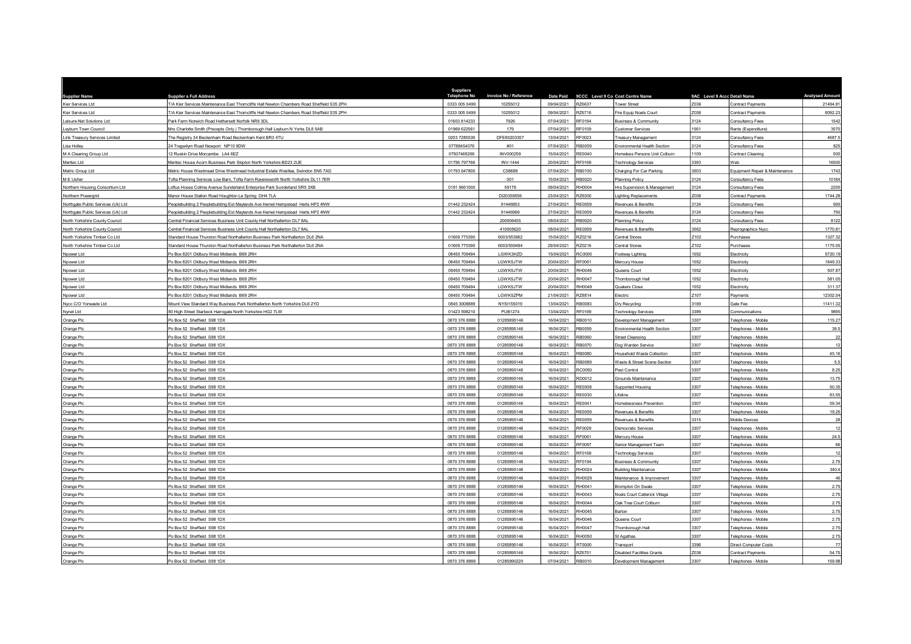| Supplier Name | Supplier s Full Address | Suppliers Telephone No | Invoice No / Reference | Date Paid | 9CCC Level 9 Co | Cost Centre Name | 9AC Level 9 Acco | Detail Name | Analysed Amount |
|---|---|---|---|---|---|---|---|---|---|
| Kier Services Ltd | T/A Kier Services Maintenance East Thorncliffe Hall Newton Chambers Road Sheffield S35 2PH | 0333 005 0499 | 10255012 | 09/04/2021 | RZ6637 | Tower Street | Z036 | Contract Payments | 21494.81 |
| Kier Services Ltd | T/A Kier Services Maintenance East Thorncliffe Hall Newton Chambers Road Sheffield S35 2PH | 0333 005 0499 | 10255012 | 09/04/2021 | RZ6716 | Fire Equip Noels Court | Z036 | Contract Payments | 8092.23 |
| Leisure-Net Solutions Ltd | Park Farm Norwich Road Hethersett Norfolk NR9 3DL | 01603 814233 | 7926 | 07/04/2021 | RF0194 | Business & Community | 3124 | Consultancy Fees | 1542 |
| Leyburn Town Council | Mrs Charlotte Smith (Precepts Only ) Thornborough Hall Leyburn N Yorks DL8 5AB | 01969 622561 | 179 | 07/04/2021 | RF0109 | Customer Services | 1061 | Rents (Expenditure) | 3570 |
| Link Treasury Services Limited | The Registry 34 Beckenham Road Beckenham Kent BR3 4TU | 0203 7285539 | DFE80203357 | 13/04/2021 | RF0023 | Treasury Management | 3124 | Consultancy Fees | 4687.5 |
| Lisa Holley | 24 Tregwilym Road Newport NP10 9DW | 07788454376 | #01 | 07/04/2021 | RB0059 | Environmental Health Section | 3124 | Consultancy Fees | 825 |
| M A Cleaning Group Ltd | 12 Ruskin Drive Morcambe LA4 6EZ | 07507468206 | INV000259 | 15/04/2021 | RE0040 | Homeless Persons Unit Colburn | 1109 | Contract Cleaning | 500 |
| Meritec Ltd | Meritec House Acorn Business Park Skipton North Yorkshire BD23 2UE | 01756 797766 | INV-1444 | 20/04/2021 | RF0169 | Technology Services | 3393 | Web | 16500 |
| Metric Group Ltd | Metric House Westmead Drive Westmead Industrial Estate Westlea, Swindon SN5 7AD | 01793 647800 | C58689 | 07/04/2021 | RB0100 | Charging For Car Parking | 3003 | Equipment Repair & Maintenance | 1743 |
| M E Usher | Tofta Planning Services Low Barn, Tofta Farm Ravensworth North Yorkshire DL11 7ER | | 001 | 15/04/2021 | RB0020 | Planning Policy | 3124 | Consultancy Fees | 10164 |
| Northern Housing Consortium Ltd | Loftus House Colima Avenue Sunderland Enterprise Park Sunderland SR5 3XB | 0191 5661000 | 59178 | 09/04/2021 | RH0004 | Hra Supervision & Management | 3124 | Consultancy Fees | 2200 |
| Northern Powergrid | Manor House Station Road Houghton Le Spring DH4 7LA | | DI20359556 | 23/04/2021 | RZ6300 | Lighting Replacements | Z036 | Contract Payments | 1744.28 |
| Northgate Public Services (Uk) Ltd | Peoplebuilding 2 Peoplebuilding Est Maylands Ave Hemel Hempstead Herts HP2 4NW | 01442 232424 | 91446853 | 27/04/2021 | RE0059 | Revenues & Benefits | 3124 | Consultancy Fees | 600 |
| Northgate Public Services (Uk) Ltd | Peoplebuilding 2 Peoplebuilding Est Maylands Ave Hemel Hempstead Herts HP2 4NW | 01442 232424 | 91446999 | 27/04/2021 | RE0059 | Revenues & Benefits | 3124 | Consultancy Fees | 750 |
| North Yorkshire County Council | Central Financial Services Business Unit County Hall Northallerton DL7 8AL | | 200006455 | 08/04/2021 | RB0020 | Planning Policy | 3124 | Consultancy Fees | 8122 |
| North Yorkshire County Council | Central Financial Services Business Unit County Hall Northallerton DL7 8AL | | 410005620 | 08/04/2021 | RE0059 | Revenues & Benefits | 3062 | Reprographics Nycc | 1770.81 |
| North Yorkshire Timber Co Ltd | Standard House Thurston Road Northallerton Business Park Northallerton DL6 2NA | 01609 775390 | 6003/553962 | 15/04/2021 | RZ0216 | Central Stores | Z102 | Purchases | 1327.32 |
| North Yorkshire Timber Co Ltd | Standard House Thurston Road Northallerton Business Park Northallerton DL6 2NA | 01609 775390 | 6003/559494 | 29/04/2021 | RZ0216 | Central Stores | Z102 | Purchases | 1175.55 |
| Npower Ltd | Po Box 8201 Oldbury West Midlands B69 2RH | 08450 709494 | LGWK3HZD | 15/04/2021 | RC0000 | Footway Lighting | 1052 | Electricity | 5720.19 |
| Npower Ltd | Po Box 8201 Oldbury West Midlands B69 2RH | 08450 709494 | LGWK5JTW | 20/04/2021 | RF0061 | Mercury House | 1052 | Electricity | 1849.33 |
| Npower Ltd | Po Box 8201 Oldbury West Midlands B69 2RH | 08450 709494 | LGWK5JTW | 20/04/2021 | RH0046 | Queens Court | 1052 | Electricity | 507.87 |
| Npower Ltd | Po Box 8201 Oldbury West Midlands B69 2RH | 08450 709494 | LGWK5JTW | 20/04/2021 | RH0047 | Thornborough Hall | 1052 | Electricity | 581.05 |
| Npower Ltd | Po Box 8201 Oldbury West Midlands B69 2RH | 08450 709494 | LGWK5JTW | 20/04/2021 | RH0049 | Quakers Close | 1052 | Electricity | 311.37 |
| Npower Ltd | Po Box 8201 Oldbury West Midlands B69 2RH | 08450 709494 | LGWK5ZPM | 21/04/2021 | RZ8814 | Electric | Z107 | Payments | 12302.04 |
| Nycc C/O Yorwaste Ltd | Mount View Standard Way Business Park Northallerton North Yorkshire DL6 2YD | 0845 3008889 | NYSI155019 | 13/04/2021 | RB0083 | Dry Recycling | 3169 | Gate Fee | 11411.32 |
| Nynet Ltd | 80 High Street Starbeck Harrogate North Yorkshire HG2 7LW | 01423 598210 | PUB1274 | 13/04/2021 | RF0169 | Technology Services | 3389 | Communications | 9895 |
| Orange Plc | Po Box 52 Sheffield S98 1DX | 0870 376 8888 | 01285895146 | 16/04/2021 | RB0010 | Development Management | 3307 | Telephones - Mobile | 115.27 |
| Orange Plc | Po Box 52 Sheffield S98 1DX | 0870 376 8888 | 01285895146 | 16/04/2021 | RB0059 | Environmental Health Section | 3307 | Telephones - Mobile | 39.5 |
| Orange Plc | Po Box 52 Sheffield S98 1DX | 0870 376 8888 | 01285895146 | 16/04/2021 | RB0060 | Street Cleansing | 3307 | Telephones - Mobile | 22 |
| Orange Plc | Po Box 52 Sheffield S98 1DX | 0870 376 8888 | 01285895146 | 16/04/2021 | RB0070 | Dog Warden Service | 3307 | Telephones - Mobile | 12 |
| Orange Plc | Po Box 52 Sheffield S98 1DX | 0870 376 8888 | 01285895146 | 16/04/2021 | RB0080 | Household Waste Collection | 3307 | Telephones - Mobile | 45.16 |
| Orange Plc | Po Box 52 Sheffield S98 1DX | 0870 376 8888 | 01285895146 | 16/04/2021 | RB0089 | Waste & Street Scene Section | 3307 | Telephones - Mobile | 5.5 |
| Orange Plc | Po Box 52 Sheffield S98 1DX | 0870 376 8888 | 01285895146 | 16/04/2021 | RC0050 | Pest Control | 3307 | Telephones - Mobile | 8.25 |
| Orange Plc | Po Box 52 Sheffield S98 1DX | 0870 376 8888 | 01285895146 | 16/04/2021 | RD0012 | Grounds Maintenance | 3307 | Telephones - Mobile | 13.75 |
| Orange Plc | Po Box 52 Sheffield S98 1DX | 0870 376 8888 | 01285895146 | 16/04/2021 | RE0008 | Supported Housing | 3307 | Telephones - Mobile | 50.35 |
| Orange Plc | Po Box 52 Sheffield S98 1DX | 0870 376 8888 | 01285895146 | 16/04/2021 | RE0030 | Lifeline | 3307 | Telephones - Mobile | 83.55 |
| Orange Plc | Po Box 52 Sheffield S98 1DX | 0870 376 8888 | 01285895146 | 16/04/2021 | RE0041 | Homelessness Prevention | 3307 | Telephones - Mobile | 59.34 |
| Orange Plc | Po Box 52 Sheffield S98 1DX | 0870 376 8888 | 01285895146 | 16/04/2021 | RE0059 | Revenues & Benefits | 3307 | Telephones - Mobile | 19.25 |
| Orange Plc | Po Box 52 Sheffield S98 1DX | 0870 376 8888 | 01285895146 | 16/04/2021 | RE0059 | Revenues & Benefits | 3315 | Mobile Devices | 28 |
| Orange Plc | Po Box 52 Sheffield S98 1DX | 0870 376 8888 | 01285895146 | 16/04/2021 | RF0029 | Democratic Services | 3307 | Telephones - Mobile | 12 |
| Orange Plc | Po Box 52 Sheffield S98 1DX | 0870 376 8888 | 01285895146 | 16/04/2021 | RF0061 | Mercury House | 3307 | Telephones - Mobile | 24.5 |
| Orange Plc | Po Box 52 Sheffield S98 1DX | 0870 376 8888 | 01285895146 | 16/04/2021 | RF0087 | Senior Management Team | 3307 | Telephones - Mobile | 66 |
| Orange Plc | Po Box 52 Sheffield S98 1DX | 0870 376 8888 | 01285895146 | 16/04/2021 | RF0169 | Technology Services | 3307 | Telephones - Mobile | 12 |
| Orange Plc | Po Box 52 Sheffield S98 1DX | 0870 376 8888 | 01285895146 | 16/04/2021 | RF0194 | Business & Community | 3307 | Telephones - Mobile | 2.75 |
| Orange Plc | Po Box 52 Sheffield S98 1DX | 0870 376 8888 | 01285895146 | 16/04/2021 | RH0024 | Building Maintenance | 3307 | Telephones - Mobile | 340.4 |
| Orange Plc | Po Box 52 Sheffield S98 1DX | 0870 376 8888 | 01285895146 | 16/04/2021 | RH0029 | Maintenance & Improvement | 3307 | Telephones - Mobile | 46 |
| Orange Plc | Po Box 52 Sheffield S98 1DX | 0870 376 8888 | 01285895146 | 16/04/2021 | RH0041 | Brompton On Swale | 3307 | Telephones - Mobile | 2.75 |
| Orange Plc | Po Box 52 Sheffield S98 1DX | 0870 376 8888 | 01285895146 | 16/04/2021 | RH0043 | Noels Court Catterick Village | 3307 | Telephones - Mobile | 2.75 |
| Orange Plc | Po Box 52 Sheffield S98 1DX | 0870 376 8888 | 01285895146 | 16/04/2021 | RH0044 | Oak Tree Court Colburn | 3307 | Telephones - Mobile | 2.75 |
| Orange Plc | Po Box 52 Sheffield S98 1DX | 0870 376 8888 | 01285895146 | 16/04/2021 | RH0045 | Barton | 3307 | Telephones - Mobile | 2.75 |
| Orange Plc | Po Box 52 Sheffield S98 1DX | 0870 376 8888 | 01285895146 | 16/04/2021 | RH0046 | Queens Court | 3307 | Telephones - Mobile | 2.75 |
| Orange Plc | Po Box 52 Sheffield S98 1DX | 0870 376 8888 | 01285895146 | 16/04/2021 | RH0047 | Thornborough Hall | 3307 | Telephones - Mobile | 2.75 |
| Orange Plc | Po Box 52 Sheffield S98 1DX | 0870 376 8888 | 01285895146 | 16/04/2021 | RH0050 | St Agathas | 3307 | Telephones - Mobile | 2.75 |
| Orange Plc | Po Box 52 Sheffield S98 1DX | 0870 376 8888 | 01285895146 | 16/04/2021 | RT0000 | Transport | 3396 | Direct Computer Costs | 77 |
| Orange Plc | Po Box 52 Sheffield S98 1DX | 0870 376 8888 | 01285895146 | 16/04/2021 | RZ6701 | Disabled Facilities Grants | Z036 | Contract Payments | 54.75 |
| Orange Plc | Po Box 52 Sheffield S98 1DX | 0870 376 8888 | 01285990220 | 07/04/2021 | RB0010 | Development Management | 3307 | Telephones - Mobile | 159.98 |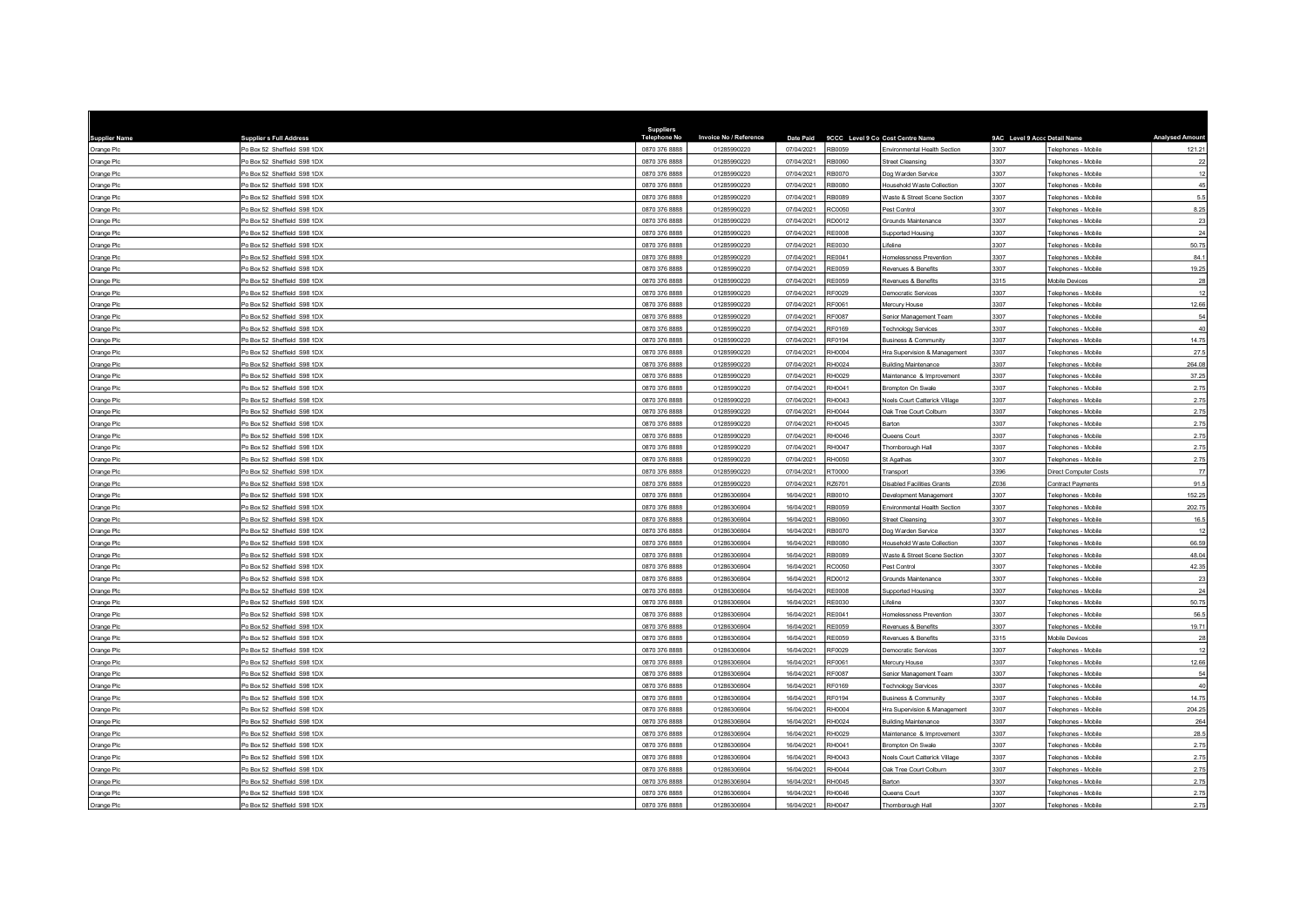| Supplier Name | Supplier s Full Address | Suppliers Telephone No | Invoice No / Reference | Date Paid | 9CCC Level 9 Co | Cost Centre Name | 9AC Level 9 Acco | Detail Name | Analysed Amount |
|---|---|---|---|---|---|---|---|---|---|
| Orange Plc | Po Box 52 Sheffield S98 1DX | 0870 376 8888 | 01285990220 | 07/04/2021 | RB0059 | Environmental Health Section | 3307 | Telephones - Mobile | 121.21 |
| Orange Plc | Po Box 52 Sheffield S98 1DX | 0870 376 8888 | 01285990220 | 07/04/2021 | RB0060 | Street Cleansing | 3307 | Telephones - Mobile | 22 |
| Orange Plc | Po Box 52 Sheffield S98 1DX | 0870 376 8888 | 01285990220 | 07/04/2021 | RB0070 | Dog Warden Service | 3307 | Telephones - Mobile | 12 |
| Orange Plc | Po Box 52 Sheffield S98 1DX | 0870 376 8888 | 01285990220 | 07/04/2021 | RB0080 | Household Waste Collection | 3307 | Telephones - Mobile | 45 |
| Orange Plc | Po Box 52 Sheffield S98 1DX | 0870 376 8888 | 01285990220 | 07/04/2021 | RB0089 | Waste & Street Scene Section | 3307 | Telephones - Mobile | 5.5 |
| Orange Plc | Po Box 52 Sheffield S98 1DX | 0870 376 8888 | 01285990220 | 07/04/2021 | RC0050 | Pest Control | 3307 | Telephones - Mobile | 8.25 |
| Orange Plc | Po Box 52 Sheffield S98 1DX | 0870 376 8888 | 01285990220 | 07/04/2021 | RD0012 | Grounds Maintenance | 3307 | Telephones - Mobile | 23 |
| Orange Plc | Po Box 52 Sheffield S98 1DX | 0870 376 8888 | 01285990220 | 07/04/2021 | RE0008 | Supported Housing | 3307 | Telephones - Mobile | 24 |
| Orange Plc | Po Box 52 Sheffield S98 1DX | 0870 376 8888 | 01285990220 | 07/04/2021 | RE0030 | Lifeline | 3307 | Telephones - Mobile | 50.75 |
| Orange Plc | Po Box 52 Sheffield S98 1DX | 0870 376 8888 | 01285990220 | 07/04/2021 | RE0041 | Homelessness Prevention | 3307 | Telephones - Mobile | 84.1 |
| Orange Plc | Po Box 52 Sheffield S98 1DX | 0870 376 8888 | 01285990220 | 07/04/2021 | RE0059 | Revenues & Benefits | 3307 | Telephones - Mobile | 19.25 |
| Orange Plc | Po Box 52 Sheffield S98 1DX | 0870 376 8888 | 01285990220 | 07/04/2021 | RE0059 | Revenues & Benefits | 3315 | Mobile Devices | 28 |
| Orange Plc | Po Box 52 Sheffield S98 1DX | 0870 376 8888 | 01285990220 | 07/04/2021 | RF0029 | Democratic Services | 3307 | Telephones - Mobile | 12 |
| Orange Plc | Po Box 52 Sheffield S98 1DX | 0870 376 8888 | 01285990220 | 07/04/2021 | RF0061 | Mercury House | 3307 | Telephones - Mobile | 12.66 |
| Orange Plc | Po Box 52 Sheffield S98 1DX | 0870 376 8888 | 01285990220 | 07/04/2021 | RF0087 | Senior Management Team | 3307 | Telephones - Mobile | 54 |
| Orange Plc | Po Box 52 Sheffield S98 1DX | 0870 376 8888 | 01285990220 | 07/04/2021 | RF0169 | Technology Services | 3307 | Telephones - Mobile | 40 |
| Orange Plc | Po Box 52 Sheffield S98 1DX | 0870 376 8888 | 01285990220 | 07/04/2021 | RF0194 | Business & Community | 3307 | Telephones - Mobile | 14.75 |
| Orange Plc | Po Box 52 Sheffield S98 1DX | 0870 376 8888 | 01285990220 | 07/04/2021 | RH0004 | Hra Supervision & Management | 3307 | Telephones - Mobile | 27.5 |
| Orange Plc | Po Box 52 Sheffield S98 1DX | 0870 376 8888 | 01285990220 | 07/04/2021 | RH0024 | Building Maintenance | 3307 | Telephones - Mobile | 264.08 |
| Orange Plc | Po Box 52 Sheffield S98 1DX | 0870 376 8888 | 01285990220 | 07/04/2021 | RH0029 | Maintenance & Improvement | 3307 | Telephones - Mobile | 37.25 |
| Orange Plc | Po Box 52 Sheffield S98 1DX | 0870 376 8888 | 01285990220 | 07/04/2021 | RH0041 | Brompton On Swale | 3307 | Telephones - Mobile | 2.75 |
| Orange Plc | Po Box 52 Sheffield S98 1DX | 0870 376 8888 | 01285990220 | 07/04/2021 | RH0043 | Noels Court Catterick Village | 3307 | Telephones - Mobile | 2.75 |
| Orange Plc | Po Box 52 Sheffield S98 1DX | 0870 376 8888 | 01285990220 | 07/04/2021 | RH0044 | Oak Tree Court Colburn | 3307 | Telephones - Mobile | 2.75 |
| Orange Plc | Po Box 52 Sheffield S98 1DX | 0870 376 8888 | 01285990220 | 07/04/2021 | RH0045 | Barton | 3307 | Telephones - Mobile | 2.75 |
| Orange Plc | Po Box 52 Sheffield S98 1DX | 0870 376 8888 | 01285990220 | 07/04/2021 | RH0046 | Queens Court | 3307 | Telephones - Mobile | 2.75 |
| Orange Plc | Po Box 52 Sheffield S98 1DX | 0870 376 8888 | 01285990220 | 07/04/2021 | RH0047 | Thornborough Hall | 3307 | Telephones - Mobile | 2.75 |
| Orange Plc | Po Box 52 Sheffield S98 1DX | 0870 376 8888 | 01285990220 | 07/04/2021 | RH0050 | St Agathas | 3307 | Telephones - Mobile | 2.75 |
| Orange Plc | Po Box 52 Sheffield S98 1DX | 0870 376 8888 | 01285990220 | 07/04/2021 | RT0000 | Transport | 3396 | Direct Computer Costs | 77 |
| Orange Plc | Po Box 52 Sheffield S98 1DX | 0870 376 8888 | 01285990220 | 07/04/2021 | RZ6701 | Disabled Facilities Grants | Z036 | Contract Payments | 91.5 |
| Orange Plc | Po Box 52 Sheffield S98 1DX | 0870 376 8888 | 01286306904 | 16/04/2021 | RB0010 | Development Management | 3307 | Telephones - Mobile | 152.25 |
| Orange Plc | Po Box 52 Sheffield S98 1DX | 0870 376 8888 | 01286306904 | 16/04/2021 | RB0059 | Environmental Health Section | 3307 | Telephones - Mobile | 202.75 |
| Orange Plc | Po Box 52 Sheffield S98 1DX | 0870 376 8888 | 01286306904 | 16/04/2021 | RB0060 | Street Cleansing | 3307 | Telephones - Mobile | 16.5 |
| Orange Plc | Po Box 52 Sheffield S98 1DX | 0870 376 8888 | 01286306904 | 16/04/2021 | RB0070 | Dog Warden Service | 3307 | Telephones - Mobile | 12 |
| Orange Plc | Po Box 52 Sheffield S98 1DX | 0870 376 8888 | 01286306904 | 16/04/2021 | RB0080 | Household Waste Collection | 3307 | Telephones - Mobile | 66.59 |
| Orange Plc | Po Box 52 Sheffield S98 1DX | 0870 376 8888 | 01286306904 | 16/04/2021 | RB0089 | Waste & Street Scene Section | 3307 | Telephones - Mobile | 48.04 |
| Orange Plc | Po Box 52 Sheffield S98 1DX | 0870 376 8888 | 01286306904 | 16/04/2021 | RC0050 | Pest Control | 3307 | Telephones - Mobile | 42.35 |
| Orange Plc | Po Box 52 Sheffield S98 1DX | 0870 376 8888 | 01286306904 | 16/04/2021 | RD0012 | Grounds Maintenance | 3307 | Telephones - Mobile | 23 |
| Orange Plc | Po Box 52 Sheffield S98 1DX | 0870 376 8888 | 01286306904 | 16/04/2021 | RE0008 | Supported Housing | 3307 | Telephones - Mobile | 24 |
| Orange Plc | Po Box 52 Sheffield S98 1DX | 0870 376 8888 | 01286306904 | 16/04/2021 | RE0030 | Lifeline | 3307 | Telephones - Mobile | 50.75 |
| Orange Plc | Po Box 52 Sheffield S98 1DX | 0870 376 8888 | 01286306904 | 16/04/2021 | RE0041 | Homelessness Prevention | 3307 | Telephones - Mobile | 56.5 |
| Orange Plc | Po Box 52 Sheffield S98 1DX | 0870 376 8888 | 01286306904 | 16/04/2021 | RE0059 | Revenues & Benefits | 3307 | Telephones - Mobile | 19.71 |
| Orange Plc | Po Box 52 Sheffield S98 1DX | 0870 376 8888 | 01286306904 | 16/04/2021 | RE0059 | Revenues & Benefits | 3315 | Mobile Devices | 28 |
| Orange Plc | Po Box 52 Sheffield S98 1DX | 0870 376 8888 | 01286306904 | 16/04/2021 | RF0029 | Democratic Services | 3307 | Telephones - Mobile | 12 |
| Orange Plc | Po Box 52 Sheffield S98 1DX | 0870 376 8888 | 01286306904 | 16/04/2021 | RF0061 | Mercury House | 3307 | Telephones - Mobile | 12.66 |
| Orange Plc | Po Box 52 Sheffield S98 1DX | 0870 376 8888 | 01286306904 | 16/04/2021 | RF0087 | Senior Management Team | 3307 | Telephones - Mobile | 54 |
| Orange Plc | Po Box 52 Sheffield S98 1DX | 0870 376 8888 | 01286306904 | 16/04/2021 | RF0169 | Technology Services | 3307 | Telephones - Mobile | 40 |
| Orange Plc | Po Box 52 Sheffield S98 1DX | 0870 376 8888 | 01286306904 | 16/04/2021 | RF0194 | Business & Community | 3307 | Telephones - Mobile | 14.75 |
| Orange Plc | Po Box 52 Sheffield S98 1DX | 0870 376 8888 | 01286306904 | 16/04/2021 | RH0004 | Hra Supervision & Management | 3307 | Telephones - Mobile | 204.25 |
| Orange Plc | Po Box 52 Sheffield S98 1DX | 0870 376 8888 | 01286306904 | 16/04/2021 | RH0024 | Building Maintenance | 3307 | Telephones - Mobile | 264 |
| Orange Plc | Po Box 52 Sheffield S98 1DX | 0870 376 8888 | 01286306904 | 16/04/2021 | RH0029 | Maintenance & Improvement | 3307 | Telephones - Mobile | 28.5 |
| Orange Plc | Po Box 52 Sheffield S98 1DX | 0870 376 8888 | 01286306904 | 16/04/2021 | RH0041 | Brompton On Swale | 3307 | Telephones - Mobile | 2.75 |
| Orange Plc | Po Box 52 Sheffield S98 1DX | 0870 376 8888 | 01286306904 | 16/04/2021 | RH0043 | Noels Court Catterick Village | 3307 | Telephones - Mobile | 2.75 |
| Orange Plc | Po Box 52 Sheffield S98 1DX | 0870 376 8888 | 01286306904 | 16/04/2021 | RH0044 | Oak Tree Court Colburn | 3307 | Telephones - Mobile | 2.75 |
| Orange Plc | Po Box 52 Sheffield S98 1DX | 0870 376 8888 | 01286306904 | 16/04/2021 | RH0045 | Barton | 3307 | Telephones - Mobile | 2.75 |
| Orange Plc | Po Box 52 Sheffield S98 1DX | 0870 376 8888 | 01286306904 | 16/04/2021 | RH0046 | Queens Court | 3307 | Telephones - Mobile | 2.75 |
| Orange Plc | Po Box 52 Sheffield S98 1DX | 0870 376 8888 | 01286306904 | 16/04/2021 | RH0047 | Thornborough Hall | 3307 | Telephones - Mobile | 2.75 |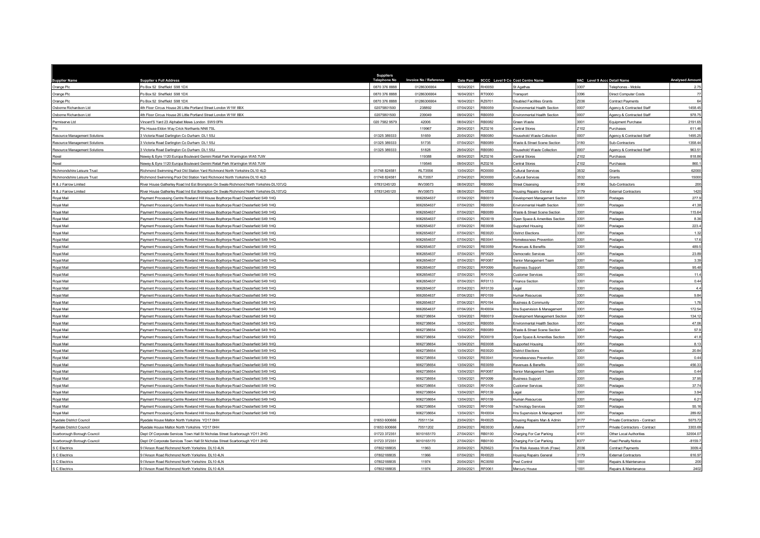| Supplier Name | Supplier s Full Address | Suppliers Telephone No | Invoice No / Reference | Date Paid | 9CCC Level 9 Co | Cost Centre Name | 9AC Level 9 Acc | Detail Name | Analysed Amount |
|---|---|---|---|---|---|---|---|---|---|
| Orange Plc | Po Box 52 Sheffield S98 1DX | 0870 376 8888 | 01286306904 | 16/04/2021 | RH0050 | St Agathas | 3307 | Telephones - Mobile | 2.75 |
| Orange Plc | Po Box 52 Sheffield S98 1DX | 0870 376 8888 | 01286306904 | 16/04/2021 | RT0000 | Transport | 3396 | Direct Computer Costs | 77 |
| Orange Plc | Po Box 52 Sheffield S98 1DX | 0870 376 8888 | 01286306904 | 16/04/2021 | RZ6701 | Disabled Facilities Grants | Z036 | Contract Payments | 64 |
| Osborne Richardson Ltd | 4th Floor Circus House 26 Little Portland Street London W1W 8BX | 02075801500 | 238892 | 07/04/2021 | RB0059 | Environmental Health Section | 0007 | Agency & Contracted Staff | 1458.45 |
| Osborne Richardson Ltd | 4th Floor Circus House 26 Little Portland Street London W1W 8BX | 02075801500 | 239049 | 09/04/2021 | RB0059 | Environmental Health Section | 0007 | Agency & Contracted Staff | 978.75 |
| Permiserve Ltd | Vincent'S Yard 23 Alphabet Mews London SW9 0FN | 020 7582 9579 | 42006 | 08/04/2021 | RB0082 | Green Waste | 3001 | Equipment Purchase | 2191.65 |
| Pts | Pts House Eldon Way Crick Northants NN6 7SL | | 119967 | 29/04/2021 | RZ0216 | Central Stores | Z102 | Purchases | 611.46 |
| Resource Management Solutions | 3 Victoria Road Darlington Co Durham DL1 5SJ | 01325 389333 | 51659 | 20/04/2021 | RB0080 | Household Waste Collection | 0007 | Agency & Contracted Staff | 1495.25 |
| Resource Management Solutions | 3 Victoria Road Darlington Co Durham DL1 5SJ | 01325 389333 | 51735 | 07/04/2021 | RB0089 | Waste & Street Scene Section | 3180 | Sub-Contractors | 1358.44 |
| Resource Management Solutions | 3 Victoria Road Darlington Co Durham DL1 5SJ | 01325 389333 | 51828 | 29/04/2021 | RB0080 | Household Waste Collection | 0007 | Agency & Contracted Staff | 963.51 |
| Rexel | Neway & Eyre 1120 Europa Boulevard Gemini Retail Park Warrington WA5 7UW | | 119388 | 08/04/2021 | RZ0216 | Central Stores | Z102 | Purchases | 818.86 |
| Rexel | Neway & Eyre 1120 Europa Boulevard Gemini Retail Park Warrington WA5 7UW | | 119546 | 09/04/2021 | RZ0216 | Central Stores | Z102 | Purchases | 860.1 |
| Richmondshire Leisure Trust | Richmond Swimming Pool Old Station Yard Richmond North Yorkshire DL10 4LD | 01748 824581 | RLT3556 | 13/04/2021 | RD0000 | Cultural Services | 3532 | Grants | 62000 |
| Richmondshire Leisure Trust | Richmond Swimming Pool Old Station Yard Richmond North Yorkshire DL10 4LD | 01748 824581 | RLT3557 | 27/04/2021 | RD0000 | Cultural Services | 3532 | Grants | 15000 |
| R & J Farrow Limited | River House Gatherley Road Ind Est Brompton On Swale Richmond North Yorkshire DL107JQ | 07831245120 | INV39573 | 08/04/2021 | RB0060 | Street Cleansing | 3180 | Sub-Contractors | 200 |
| R & J Farrow Limited | River House Gatherley Road Ind Est Brompton On Swale Richmond North Yorkshire DL107JQ | 07831245120 | INV39573 | 08/04/2021 | RH0020 | Housing Repairs General | 3179 | External Contractors | 1420 |
| Royal Mail | Payment Processing Centre Rowland Hill House Boythorpe Road Chesterfield S49 1HQ | | 9062654637 | 07/04/2021 | RB0019 | Development Management Section | 3301 | Postages | 277.9 |
| Royal Mail | Payment Processing Centre Rowland Hill House Boythorpe Road Chesterfield S49 1HQ | | 9062654637 | 07/04/2021 | RB0059 | Environmental Health Section | 3301 | Postages | 41.38 |
| Royal Mail | Payment Processing Centre Rowland Hill House Boythorpe Road Chesterfield S49 1HQ | | 9062654637 | 07/04/2021 | RB0089 | Waste & Street Scene Section | 3301 | Postages | 115.64 |
| Royal Mail | Payment Processing Centre Rowland Hill House Boythorpe Road Chesterfield S49 1HQ | | 9062654637 | 07/04/2021 | RD0019 | Open Space & Amenities Section | 3301 | Postages | 8.36 |
| Royal Mail | Payment Processing Centre Rowland Hill House Boythorpe Road Chesterfield S49 1HQ | | 9062654637 | 07/04/2021 | RE0008 | Supported Housing | 3301 | Postages | 223.4 |
| Royal Mail | Payment Processing Centre Rowland Hill House Boythorpe Road Chesterfield S49 1HQ | | 9062654637 | 07/04/2021 | RE0020 | District Elections | 3301 | Postages | 1.32 |
| Royal Mail | Payment Processing Centre Rowland Hill House Boythorpe Road Chesterfield S49 1HQ | | 9062654637 | 07/04/2021 | RE0041 | Homelessness Prevention | 3301 | Postages | 17.6 |
| Royal Mail | Payment Processing Centre Rowland Hill House Boythorpe Road Chesterfield S49 1HQ | | 9062654637 | 07/04/2021 | RE0059 | Revenues & Benefits | 3301 | Postages | 489.5 |
| Royal Mail | Payment Processing Centre Rowland Hill House Boythorpe Road Chesterfield S49 1HQ | | 9062654637 | 07/04/2021 | RF0029 | Democratic Services | 3301 | Postages | 23.89 |
| Royal Mail | Payment Processing Centre Rowland Hill House Boythorpe Road Chesterfield S49 1HQ | | 9062654637 | 07/04/2021 | RF0087 | Senior Management Team | 3301 | Postages | 3.39 |
| Royal Mail | Payment Processing Centre Rowland Hill House Boythorpe Road Chesterfield S49 1HQ | | 9062654637 | 07/04/2021 | RF0099 | Business Support | 3301 | Postages | 95.48 |
| Royal Mail | Payment Processing Centre Rowland Hill House Boythorpe Road Chesterfield S49 1HQ | | 9062654637 | 07/04/2021 | RF0109 | Customer Services | 3301 | Postages | 11.4 |
| Royal Mail | Payment Processing Centre Rowland Hill House Boythorpe Road Chesterfield S49 1HQ | | 9062654637 | 07/04/2021 | RF0113 | Finance Section | 3301 | Postages | 0.44 |
| Royal Mail | Payment Processing Centre Rowland Hill House Boythorpe Road Chesterfield S49 1HQ | | 9062654637 | 07/04/2021 | RF0139 | Legal | 3301 | Postages | 4.4 |
| Royal Mail | Payment Processing Centre Rowland Hill House Boythorpe Road Chesterfield S49 1HQ | | 9062654637 | 07/04/2021 | RF0159 | Human Resources | 3301 | Postages | 9.84 |
| Royal Mail | Payment Processing Centre Rowland Hill House Boythorpe Road Chesterfield S49 1HQ | | 9062654637 | 07/04/2021 | RF0194 | Business & Community | 3301 | Postages | 1.76 |
| Royal Mail | Payment Processing Centre Rowland Hill House Boythorpe Road Chesterfield S49 1HQ | | 9062654637 | 07/04/2021 | RH0004 | Hra Supervision & Management | 3301 | Postages | 172.54 |
| Royal Mail | Payment Processing Centre Rowland Hill House Boythorpe Road Chesterfield S49 1HQ | | 9062738654 | 13/04/2021 | RB0019 | Development Management Section | 3301 | Postages | 134.12 |
| Royal Mail | Payment Processing Centre Rowland Hill House Boythorpe Road Chesterfield S49 1HQ | | 9062738654 | 13/04/2021 | RB0059 | Environmental Health Section | 3301 | Postages | 47.06 |
| Royal Mail | Payment Processing Centre Rowland Hill House Boythorpe Road Chesterfield S49 1HQ | | 9062738654 | 13/04/2021 | RB0089 | Waste & Street Scene Section | 3301 | Postages | 57.9 |
| Royal Mail | Payment Processing Centre Rowland Hill House Boythorpe Road Chesterfield S49 1HQ | | 9062738654 | 13/04/2021 | RD0019 | Open Space & Amenities Section | 3301 | Postages | 41.8 |
| Royal Mail | Payment Processing Centre Rowland Hill House Boythorpe Road Chesterfield S49 1HQ | | 9062738654 | 13/04/2021 | RE0008 | Supported Housing | 3301 | Postages | 8.13 |
| Royal Mail | Payment Processing Centre Rowland Hill House Boythorpe Road Chesterfield S49 1HQ | | 9062738654 | 13/04/2021 | RE0020 | District Elections | 3301 | Postages | 20.84 |
| Royal Mail | Payment Processing Centre Rowland Hill House Boythorpe Road Chesterfield S49 1HQ | | 9062738654 | 13/04/2021 | RE0041 | Homelessness Prevention | 3301 | Postages | 0.44 |
| Royal Mail | Payment Processing Centre Rowland Hill House Boythorpe Road Chesterfield S49 1HQ | | 9062738654 | 13/04/2021 | RE0059 | Revenues & Benefits | 3301 | Postages | 456.33 |
| Royal Mail | Payment Processing Centre Rowland Hill House Boythorpe Road Chesterfield S49 1HQ | | 9062738654 | 13/04/2021 | RF0087 | Senior Management Team | 3301 | Postages | 0.44 |
| Royal Mail | Payment Processing Centre Rowland Hill House Boythorpe Road Chesterfield S49 1HQ | | 9062738654 | 13/04/2021 | RF0099 | Business Support | 3301 | Postages | 37.95 |
| Royal Mail | Payment Processing Centre Rowland Hill House Boythorpe Road Chesterfield S49 1HQ | | 9062738654 | 13/04/2021 | RF0109 | Customer Services | 3301 | Postages | 37.74 |
| Royal Mail | Payment Processing Centre Rowland Hill House Boythorpe Road Chesterfield S49 1HQ | | 9062738654 | 13/04/2021 | RF0139 | Legal | 3301 | Postages | 3.94 |
| Royal Mail | Payment Processing Centre Rowland Hill House Boythorpe Road Chesterfield S49 1HQ | | 9062738654 | 13/04/2021 | RF0159 | Human Resources | 3301 | Postages | 6.21 |
| Royal Mail | Payment Processing Centre Rowland Hill House Boythorpe Road Chesterfield S49 1HQ | | 9062738654 | 13/04/2021 | RF0169 | Technology Services | 3301 | Postages | 55.16 |
| Royal Mail | Payment Processing Centre Rowland Hill House Boythorpe Road Chesterfield S49 1HQ | | 9062738654 | 13/04/2021 | RH0004 | Hra Supervision & Management | 3301 | Postages | 289.82 |
| Ryedale District Council | Ryedale House Malton North Yorkshire YO17 0HH | 01653 600666 | 70511134 | 23/04/2021 | RH0025 | Housing Repairs Man & Admin | 3177 | Private Contractors - Contract | 5075.72 |
| Ryedale District Council | Ryedale House Malton North Yorkshire YO17 0HH | 01653 600666 | 70511202 | 23/04/2021 | RE0030 | Lifeline | 3177 | Private Contractors - Contract | 3303.69 |
| Scarborough Borough Council | Dept Of Corporate Services Town Hall St Nicholas Street Scarborough YO11 2HG | 01723 372351 | 9010165170 | 27/04/2021 | RB0100 | Charging For Car Parking | 4101 | Other Local Authorities | 32004.07 |
| Scarborough Borough Council | Dept Of Corporate Services Town Hall St Nicholas Street Scarborough YO11 2HG | 01723 372351 | 9010165170 | 27/04/2021 | RB0100 | Charging For Car Parking | 8377 | Fixed Penalty Notice | -8159.7 |
| S C Electrics | 9 I'Anson Road Richmond North Yorkshire DL10 4LN | 07802188835 | 11963 | 20/04/2021 | RZ6623 | Fire Risk Assess Work (Fraw) | Z036 | Contract Payments | 3009.4 |
| S C Electrics | 9 I'Anson Road Richmond North Yorkshire DL10 4LN | 07802188835 | 11966 | 07/04/2021 | RH0020 | Housing Repairs General | 3179 | External Contractors | 616.97 |
| S C Electrics | 9 I'Anson Road Richmond North Yorkshire DL10 4LN | 07802188835 | 11974 | 20/04/2021 | RC0050 | Pest Control | 1001 | Repairs & Maintenance | 200 |
| S C Electrics | 9 I'Anson Road Richmond North Yorkshire DL10 4LN | 07802188835 | 11974 | 20/04/2021 | RF0061 | Mercury House | 1001 | Repairs & Maintenance | 2402 |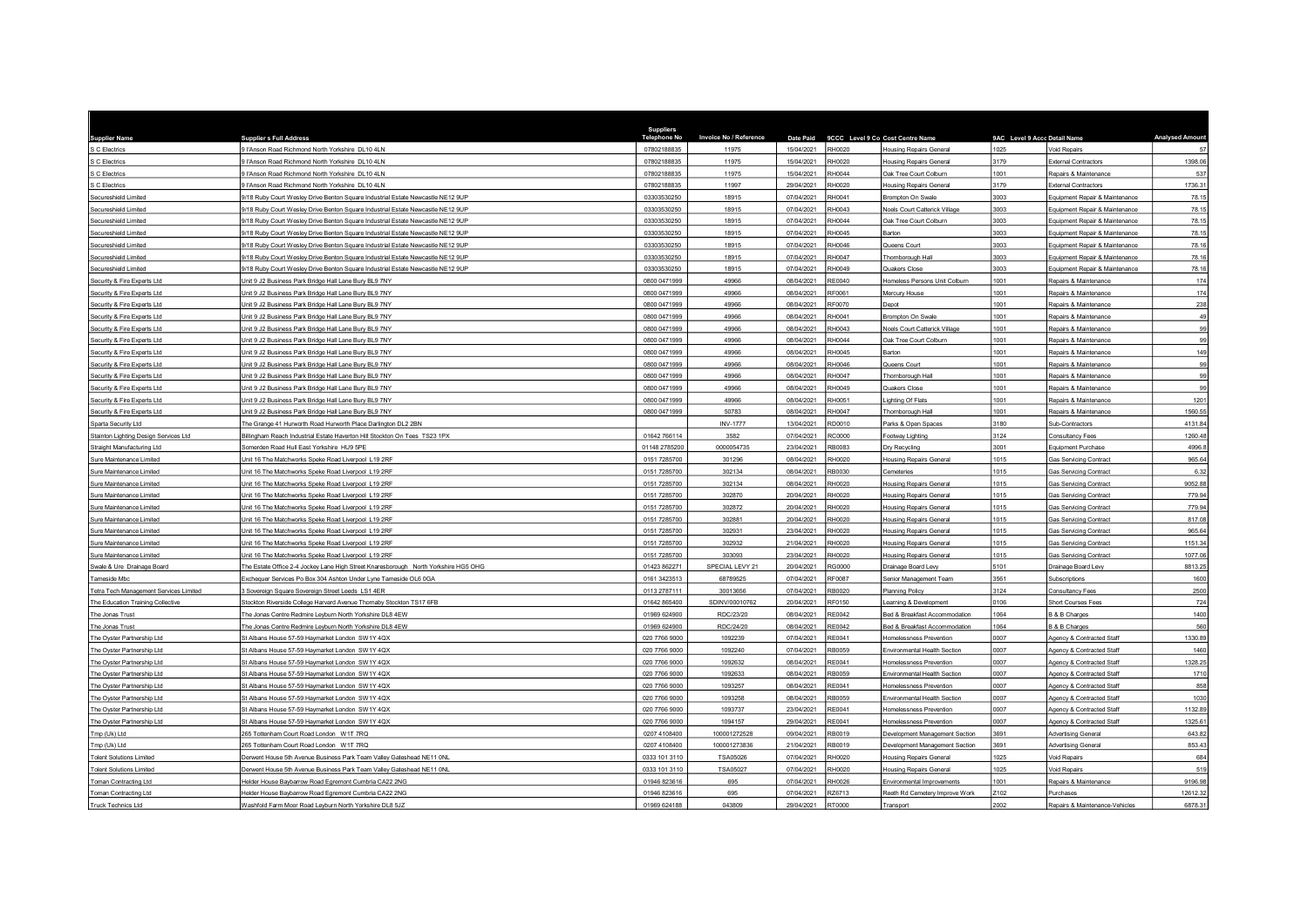| Supplier Name | Supplier s Full Address | Suppliers Telephone No | Invoice No / Reference | Date Paid | 9CCC Level 9 Co | Cost Centre Name | 9AC Level 9 Acc | Detail Name | Analysed Amount |
|---|---|---|---|---|---|---|---|---|---|
| S C Electrics | 9 I'Anson Road Richmond North Yorkshire DL10 4LN | 07802188835 | 11975 | 15/04/2021 | RH0020 | Housing Repairs General | 1025 | Void Repairs | 57 |
| S C Electrics | 9 I'Anson Road Richmond North Yorkshire DL10 4LN | 07802188835 | 11975 | 15/04/2021 | RH0020 | Housing Repairs General | 3179 | External Contractors | 1398.06 |
| S C Electrics | 9 I'Anson Road Richmond North Yorkshire DL10 4LN | 07802188835 | 11975 | 15/04/2021 | RH0044 | Oak Tree Court Colburn | 1001 | Repairs & Maintenance | 537 |
| S C Electrics | 9 I'Anson Road Richmond North Yorkshire DL10 4LN | 07802188835 | 11997 | 29/04/2021 | RH0020 | Housing Repairs General | 3179 | External Contractors | 1736.31 |
| Secureshield Limited | 9/18 Ruby Court Wesley Drive Benton Square Industrial Estate Newcastle NE12 9UP | 03303530250 | 18915 | 07/04/2021 | RH0041 | Brompton On Swale | 3003 | Equipment Repair & Maintenance | 78.15 |
| Secureshield Limited | 9/18 Ruby Court Wesley Drive Benton Square Industrial Estate Newcastle NE12 9UP | 03303530250 | 18915 | 07/04/2021 | RH0043 | Noels Court Catterick Village | 3003 | Equipment Repair & Maintenance | 78.15 |
| Secureshield Limited | 9/18 Ruby Court Wesley Drive Benton Square Industrial Estate Newcastle NE12 9UP | 03303530250 | 18915 | 07/04/2021 | RH0044 | Oak Tree Court Colburn | 3003 | Equipment Repair & Maintenance | 78.15 |
| Secureshield Limited | 9/18 Ruby Court Wesley Drive Benton Square Industrial Estate Newcastle NE12 9UP | 03303530250 | 18915 | 07/04/2021 | RH0045 | Barton | 3003 | Equipment Repair & Maintenance | 78.15 |
| Secureshield Limited | 9/18 Ruby Court Wesley Drive Benton Square Industrial Estate Newcastle NE12 9UP | 03303530250 | 18915 | 07/04/2021 | RH0046 | Queens Court | 3003 | Equipment Repair & Maintenance | 78.16 |
| Secureshield Limited | 9/18 Ruby Court Wesley Drive Benton Square Industrial Estate Newcastle NE12 9UP | 03303530250 | 18915 | 07/04/2021 | RH0047 | Thornborough Hall | 3003 | Equipment Repair & Maintenance | 78.16 |
| Secureshield Limited | 9/18 Ruby Court Wesley Drive Benton Square Industrial Estate Newcastle NE12 9UP | 03303530250 | 18915 | 07/04/2021 | RH0049 | Quakers Close | 3003 | Equipment Repair & Maintenance | 78.16 |
| Security & Fire Experts Ltd | Unit 9 J2 Business Park Bridge Hall Lane Bury BL9 7NY | 0800 0471999 | 49966 | 08/04/2021 | RE0040 | Homeless Persons Unit Colburn | 1001 | Repairs & Maintenance | 174 |
| Security & Fire Experts Ltd | Unit 9 J2 Business Park Bridge Hall Lane Bury BL9 7NY | 0800 0471999 | 49966 | 08/04/2021 | RF0061 | Mercury House | 1001 | Repairs & Maintenance | 174 |
| Security & Fire Experts Ltd | Unit 9 J2 Business Park Bridge Hall Lane Bury BL9 7NY | 0800 0471999 | 49966 | 08/04/2021 | RF0070 | Depot | 1001 | Repairs & Maintenance | 238 |
| Security & Fire Experts Ltd | Unit 9 J2 Business Park Bridge Hall Lane Bury BL9 7NY | 0800 0471999 | 49966 | 08/04/2021 | RH0041 | Brompton On Swale | 1001 | Repairs & Maintenance | 49 |
| Security & Fire Experts Ltd | Unit 9 J2 Business Park Bridge Hall Lane Bury BL9 7NY | 0800 0471999 | 49966 | 08/04/2021 | RH0043 | Noels Court Catterick Village | 1001 | Repairs & Maintenance | 99 |
| Security & Fire Experts Ltd | Unit 9 J2 Business Park Bridge Hall Lane Bury BL9 7NY | 0800 0471999 | 49966 | 08/04/2021 | RH0044 | Oak Tree Court Colburn | 1001 | Repairs & Maintenance | 99 |
| Security & Fire Experts Ltd | Unit 9 J2 Business Park Bridge Hall Lane Bury BL9 7NY | 0800 0471999 | 49966 | 08/04/2021 | RH0045 | Barton | 1001 | Repairs & Maintenance | 149 |
| Security & Fire Experts Ltd | Unit 9 J2 Business Park Bridge Hall Lane Bury BL9 7NY | 0800 0471999 | 49966 | 08/04/2021 | RH0046 | Queens Court | 1001 | Repairs & Maintenance | 99 |
| Security & Fire Experts Ltd | Unit 9 J2 Business Park Bridge Hall Lane Bury BL9 7NY | 0800 0471999 | 49966 | 08/04/2021 | RH0047 | Thornborough Hall | 1001 | Repairs & Maintenance | 99 |
| Security & Fire Experts Ltd | Unit 9 J2 Business Park Bridge Hall Lane Bury BL9 7NY | 0800 0471999 | 49966 | 08/04/2021 | RH0049 | Quakers Close | 1001 | Repairs & Maintenance | 99 |
| Security & Fire Experts Ltd | Unit 9 J2 Business Park Bridge Hall Lane Bury BL9 7NY | 0800 0471999 | 49966 | 08/04/2021 | RH0051 | Lighting Of Flats | 1001 | Repairs & Maintenance | 1201 |
| Security & Fire Experts Ltd | Unit 9 J2 Business Park Bridge Hall Lane Bury BL9 7NY | 0800 0471999 | 50783 | 08/04/2021 | RH0047 | Thornborough Hall | 1001 | Repairs & Maintenance | 1560.55 |
| Sparta Security Ltd | The Grange 41 Hurworth Road Hurworth Place Darlington DL2 2BN | | INV-1777 | 13/04/2021 | RD0010 | Parks & Open Spaces | 3180 | Sub-Contractors | 4131.84 |
| Stainton Lighting Design Services Ltd | Billingham Reach Industrial Estate Haverton Hill Stockton On Tees TS23 1PX | 01642 766114 | 3582 | 07/04/2021 | RC0000 | Footway Lighting | 3124 | Consultancy Fees | 1260.48 |
| Straight Manufacturing Ltd | Somerden Road Hull East Yorkshire HU9 5PE | 01148 2785200 | 0000054735 | 23/04/2021 | RB0083 | Dry Recycling | 3001 | Equipment Purchase | 4996.8 |
| Sure Maintenance Limited | Unit 16 The Matchworks Speke Road Liverpool L19 2RF | 0151 7285700 | 301296 | 08/04/2021 | RH0020 | Housing Repairs General | 1015 | Gas Servicing Contract | 965.64 |
| Sure Maintenance Limited | Unit 16 The Matchworks Speke Road Liverpool L19 2RF | 0151 7285700 | 302134 | 08/04/2021 | RB0030 | Cemeteries | 1015 | Gas Servicing Contract | 6.32 |
| Sure Maintenance Limited | Unit 16 The Matchworks Speke Road Liverpool L19 2RF | 0151 7285700 | 302134 | 08/04/2021 | RH0020 | Housing Repairs General | 1015 | Gas Servicing Contract | 9052.88 |
| Sure Maintenance Limited | Unit 16 The Matchworks Speke Road Liverpool L19 2RF | 0151 7285700 | 302870 | 20/04/2021 | RH0020 | Housing Repairs General | 1015 | Gas Servicing Contract | 779.94 |
| Sure Maintenance Limited | Unit 16 The Matchworks Speke Road Liverpool L19 2RF | 0151 7285700 | 302872 | 20/04/2021 | RH0020 | Housing Repairs General | 1015 | Gas Servicing Contract | 779.94 |
| Sure Maintenance Limited | Unit 16 The Matchworks Speke Road Liverpool L19 2RF | 0151 7285700 | 302881 | 20/04/2021 | RH0020 | Housing Repairs General | 1015 | Gas Servicing Contract | 817.08 |
| Sure Maintenance Limited | Unit 16 The Matchworks Speke Road Liverpool L19 2RF | 0151 7285700 | 302931 | 23/04/2021 | RH0020 | Housing Repairs General | 1015 | Gas Servicing Contract | 965.64 |
| Sure Maintenance Limited | Unit 16 The Matchworks Speke Road Liverpool L19 2RF | 0151 7285700 | 302932 | 21/04/2021 | RH0020 | Housing Repairs General | 1015 | Gas Servicing Contract | 1151.34 |
| Sure Maintenance Limited | Unit 16 The Matchworks Speke Road Liverpool L19 2RF | 0151 7285700 | 303093 | 23/04/2021 | RH0020 | Housing Repairs General | 1015 | Gas Servicing Contract | 1077.06 |
| Swale & Ure Drainage Board | The Estate Office 2-4 Jockey Lane High Street Knaresborough North Yorkshire HG5 OHG | 01423 862271 | SPECIAL LEVY 21 | 20/04/2021 | RG0000 | Drainage Board Levy | 5101 | Drainage Board Levy | 8813.25 |
| Tameside Mbc | Exchequer Services Po Box 304 Ashton Under Lyne Tameside OL6 0GA | 0161 3423513 | 68789525 | 07/04/2021 | RF0087 | Senior Management Team | 3561 | Subscriptions | 1600 |
| Tetra Tech Management Services Limited | 3 Sovereign Square Sovereign Street Leeds LS1 4ER | 0113 2787111 | 30013656 | 07/04/2021 | RB0020 | Planning Policy | 3124 | Consultancy Fees | 2500 |
| The Education Training Collective | Stockton Riverside College Harvard Avenue Thornaby Stockton TS17 6FB | 01642 865400 | SDINV/00010762 | 20/04/2021 | RF0150 | Learning & Development | 0106 | Short Courses Fees | 724 |
| The Jonas Trust | The Jonas Centre Redmire Leyburn North Yorkshire DL8 4EW | 01969 624900 | RDC/23/20 | 08/04/2021 | RE0042 | Bed & Breakfast Accommodation | 1064 | B & B Charges | 1400 |
| The Jonas Trust | The Jonas Centre Redmire Leyburn North Yorkshire DL8 4EW | 01969 624900 | RDC/24/20 | 08/04/2021 | RE0042 | Bed & Breakfast Accommodation | 1064 | B & B Charges | 560 |
| The Oyster Partnership Ltd | St Albans House 57-59 Haymarket London SW1Y 4QX | 020 7766 9000 | 1092239 | 07/04/2021 | RE0041 | Homelessness Prevention | 0007 | Agency & Contracted Staff | 1330.89 |
| The Oyster Partnership Ltd | St Albans House 57-59 Haymarket London SW1Y 4QX | 020 7766 9000 | 1092240 | 07/04/2021 | RB0059 | Environmental Health Section | 0007 | Agency & Contracted Staff | 1460 |
| The Oyster Partnership Ltd | St Albans House 57-59 Haymarket London SW1Y 4QX | 020 7766 9000 | 1092632 | 08/04/2021 | RE0041 | Homelessness Prevention | 0007 | Agency & Contracted Staff | 1328.25 |
| The Oyster Partnership Ltd | St Albans House 57-59 Haymarket London SW1Y 4QX | 020 7766 9000 | 1092633 | 08/04/2021 | RB0059 | Environmental Health Section | 0007 | Agency & Contracted Staff | 1710 |
| The Oyster Partnership Ltd | St Albans House 57-59 Haymarket London SW1Y 4QX | 020 7766 9000 | 1093257 | 08/04/2021 | RE0041 | Homelessness Prevention | 0007 | Agency & Contracted Staff | 858 |
| The Oyster Partnership Ltd | St Albans House 57-59 Haymarket London SW1Y 4QX | 020 7766 9000 | 1093258 | 08/04/2021 | RB0059 | Environmental Health Section | 0007 | Agency & Contracted Staff | 1030 |
| The Oyster Partnership Ltd | St Albans House 57-59 Haymarket London SW1Y 4QX | 020 7766 9000 | 1093737 | 23/04/2021 | RE0041 | Homelessness Prevention | 0007 | Agency & Contracted Staff | 1132.89 |
| The Oyster Partnership Ltd | St Albans House 57-59 Haymarket London SW1Y 4QX | 020 7766 9000 | 1094157 | 29/04/2021 | RE0041 | Homelessness Prevention | 0007 | Agency & Contracted Staff | 1325.61 |
| Tmp (Uk) Ltd | 265 Tottenham Court Road London W1T 7RQ | 0207 4108400 | 100001272528 | 09/04/2021 | RB0019 | Development Management Section | 3691 | Advertising General | 643.82 |
| Tmp (Uk) Ltd | 265 Tottenham Court Road London W1T 7RQ | 0207 4108400 | 100001273836 | 21/04/2021 | RB0019 | Development Management Section | 3691 | Advertising General | 853.43 |
| Tolent Solutions Limited | Derwent House 5th Avenue Business Park Team Valley Gateshead NE11 0NL | 0333 101 3110 | TSA05026 | 07/04/2021 | RH0020 | Housing Repairs General | 1025 | Void Repairs | 684 |
| Tolent Solutions Limited | Derwent House 5th Avenue Business Park Team Valley Gateshead NE11 0NL | 0333 101 3110 | TSA05027 | 07/04/2021 | RH0020 | Housing Repairs General | 1025 | Void Repairs | 519 |
| Toman Contracting Ltd | Helder House Baybarrow Road Egremont Cumbria CA22 2NG | 01946 823616 | 695 | 07/04/2021 | RH0026 | Environmental Improvements | 1001 | Repairs & Maintenance | 9196.98 |
| Toman Contracting Ltd | Helder House Baybarrow Road Egremont Cumbria CA22 2NG | 01946 823616 | 695 | 07/04/2021 | RZ6713 | Reeth Rd Cemetery Improve Work | Z102 | Purchases | 12612.32 |
| Truck Technics Ltd | Washfold Farm Moor Road Leyburn North Yorkshire DL8 5JZ | 01969 624188 | 043809 | 29/04/2021 | RT0000 | Transport | 2002 | Repairs & Maintenance-Vehicles | 6878.31 |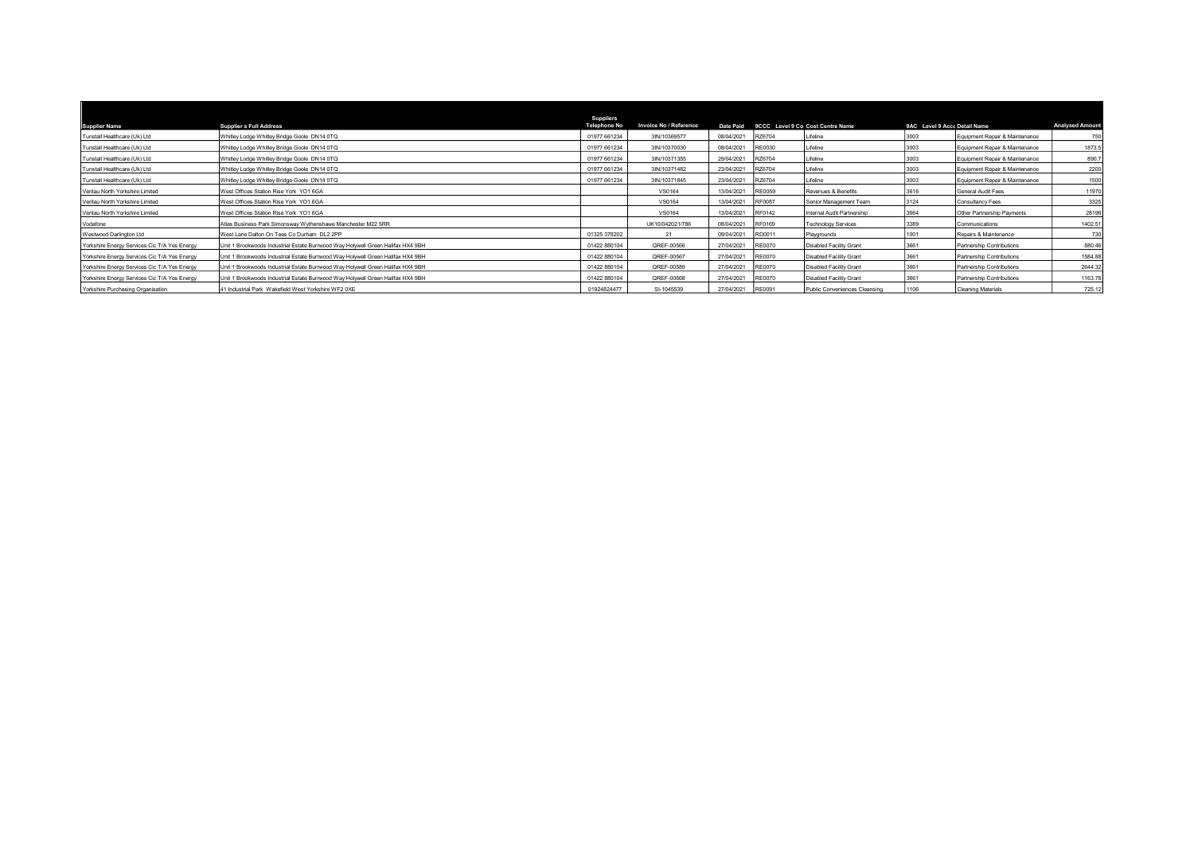| Supplier Name | Supplier s Full Address | Suppliers Telephone No | Invoice No / Reference | Date Paid | 9CCC Level 9 Co | Cost Centre Name | 9AC Level 9 Accc | Detail Name | Analysed Amount |
|---|---|---|---|---|---|---|---|---|---|
| Tunstall Healthcare (Uk) Ltd | Whitley Lodge Whitley Bridge Goole DN14 0TQ | 01977 661234 | 3IN/10369577 | 08/04/2021 | RZ6704 | Lifeline | 3003 | Equipment Repair & Maintenance | 750 |
| Tunstall Healthcare (Uk) Ltd | Whitley Lodge Whitley Bridge Goole DN14 0TQ | 01977 661234 | 3IN/10370030 | 08/04/2021 | RE0030 | Lifeline | 3003 | Equipment Repair & Maintenance | 1873.5 |
| Tunstall Healthcare (Uk) Ltd | Whitley Lodge Whitley Bridge Goole DN14 0TQ | 01977 661234 | 3IN/10371355 | 29/04/2021 | RZ6704 | Lifeline | 3003 | Equipment Repair & Maintenance | 890.7 |
| Tunstall Healthcare (Uk) Ltd | Whitley Lodge Whitley Bridge Goole DN14 0TQ | 01977 661234 | 3IN/10371482 | 23/04/2021 | RZ6704 | Lifeline | 3003 | Equipment Repair & Maintenance | 2200 |
| Tunstall Healthcare (Uk) Ltd | Whitley Lodge Whitley Bridge Goole DN14 0TQ | 01977 661234 | 3IN/10371845 | 23/04/2021 | RZ6704 | Lifeline | 3003 | Equipment Repair & Maintenance | 1500 |
| Veritau North Yorkshire Limited | West Offices Station Rise York YO1 6GA | | VS0164 | 13/04/2021 | RE0059 | Revenues & Benefits | 3616 | General Audit Fees | 11970 |
| Veritau North Yorkshire Limited | West Offices Station Rise York YO1 6GA | | VS0164 | 13/04/2021 | RF0087 | Senior Management Team | 3124 | Consultancy Fees | 3325 |
| Veritau North Yorkshire Limited | West Offices Station Rise York YO1 6GA | | VS0164 | 13/04/2021 | RF0142 | Internal Audit Partnership | 3664 | Other Partnership Payments | 28196 |
| Vodafone | Atlas Business Park Simonsway Wythenshawe Manchester M22 5RR | | UK10/042021/786 | 08/04/2021 | RF0169 | Technology Services | 3389 | Communications | 1402.51 |
| Westwood Darlington Ltd | West Lane Dalton On Tees Co Durham DL2 2PP | 01325 378202 | 21 | 09/04/2021 | RD0011 | Playgrounds | 1001 | Repairs & Maintenance | 730 |
| Yorkshire Energy Services Cic T/A Yes Energy | Unit 1 Brookwoods Industrial Estate Burnwood Way Holywell Green Halifax HX4 9BH | 01422 880104 | QREF-00566 | 27/04/2021 | RE0070 | Disabled Facility Grant | 3661 | Partnership Contributions | 880.46 |
| Yorkshire Energy Services Cic T/A Yes Energy | Unit 1 Brookwoods Industrial Estate Burnwood Way Holywell Green Halifax HX4 9BH | 01422 880104 | QREF-00567 | 27/04/2021 | RE0070 | Disabled Facility Grant | 3661 | Partnership Contributions | 1584.88 |
| Yorkshire Energy Services Cic T/A Yes Energy | Unit 1 Brookwoods Industrial Estate Burnwood Way Holywell Green Halifax HX4 9BH | 01422 880104 | QREF-00589 | 27/04/2021 | RE0070 | Disabled Facility Grant | 3661 | Partnership Contributions | 2644.32 |
| Yorkshire Energy Services Cic T/A Yes Energy | Unit 1 Brookwoods Industrial Estate Burnwood Way Holywell Green Halifax HX4 9BH | 01422 880104 | QREF-00668 | 27/04/2021 | RE0070 | Disabled Facility Grant | 3661 | Partnership Contributions | 1163.78 |
| Yorkshire Purchasing Organisation | 41 Industrial Park Wakefield West Yorkshire WF2 0XE | 01924824477 | SI-1045539 | 27/04/2021 | RE0091 | Public Conveniences Cleansing | 1106 | Cleaning Materials | 725.12 |